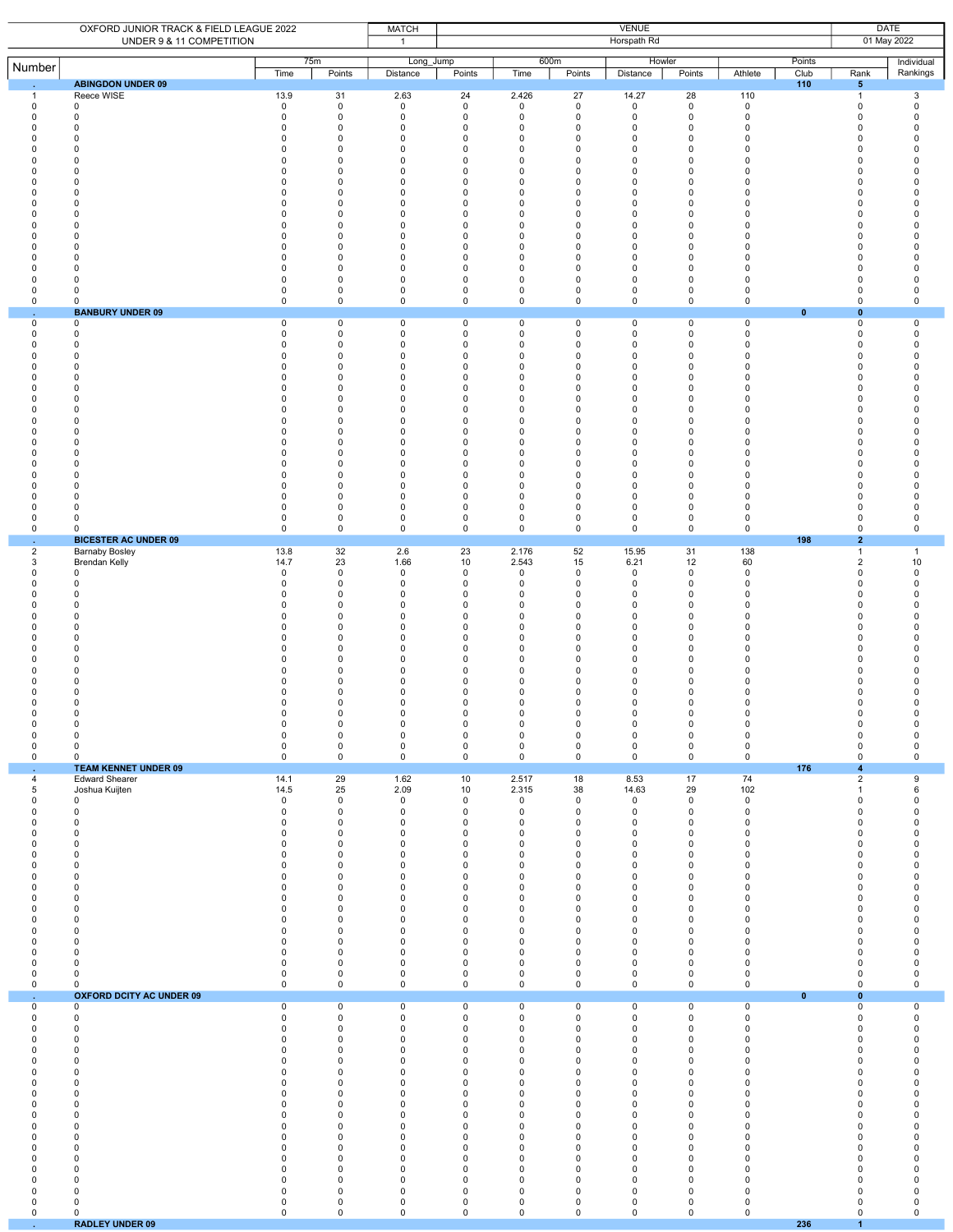| OXFORD JUNIOR TRACK & FIELD LEAGUE 2022 UNDER 9 & 11 COMPETITION | | | | | | MATCH | VENUE | | | | | DATE |
|---|---|---|---|---|---|---|---|---|---|---|---|---|
| | | | | | | 1 | Horspath Rd | | | | | 01 May 2022 |

| Number | | 75m | | Long_Jump | | 600m | | Howler | | Points | | | Individual |
|---|---|---|---|---|---|---|---|---|---|---|---|---|---|
| | | Time | Points | Distance | Points | Time | Points | Distance | Points | Athlete | Club | Rank | Rankings |
| . | **ABINGDON UNDER 09** | | | | | | | | | | **110** | **5** | |
| 1 | Reece WISE | 13.9 | 31 | 2.63 | 24 | 2.426 | 27 | 14.27 | 28 | 110 | | 1 | 3 |
| 0 | 0 | 0 | 0 | 0 | 0 | 0 | 0 | 0 | 0 | 0 | | 0 | 0 |
| 0 | 0 | 0 | 0 | 0 | 0 | 0 | 0 | 0 | 0 | 0 | | 0 | 0 |
| 0 | 0 | 0 | 0 | 0 | 0 | 0 | 0 | 0 | 0 | 0 | | 0 | 0 |
| 0 | 0 | 0 | 0 | 0 | 0 | 0 | 0 | 0 | 0 | 0 | | 0 | 0 |
| 0 | 0 | 0 | 0 | 0 | 0 | 0 | 0 | 0 | 0 | 0 | | 0 | 0 |
| 0 | 0 | 0 | 0 | 0 | 0 | 0 | 0 | 0 | 0 | 0 | | 0 | 0 |
| 0 | 0 | 0 | 0 | 0 | 0 | 0 | 0 | 0 | 0 | 0 | | 0 | 0 |
| 0 | 0 | 0 | 0 | 0 | 0 | 0 | 0 | 0 | 0 | 0 | | 0 | 0 |
| 0 | 0 | 0 | 0 | 0 | 0 | 0 | 0 | 0 | 0 | 0 | | 0 | 0 |
| 0 | 0 | 0 | 0 | 0 | 0 | 0 | 0 | 0 | 0 | 0 | | 0 | 0 |
| 0 | 0 | 0 | 0 | 0 | 0 | 0 | 0 | 0 | 0 | 0 | | 0 | 0 |
| 0 | 0 | 0 | 0 | 0 | 0 | 0 | 0 | 0 | 0 | 0 | | 0 | 0 |
| 0 | 0 | 0 | 0 | 0 | 0 | 0 | 0 | 0 | 0 | 0 | | 0 | 0 |
| 0 | 0 | 0 | 0 | 0 | 0 | 0 | 0 | 0 | 0 | 0 | | 0 | 0 |
| 0 | 0 | 0 | 0 | 0 | 0 | 0 | 0 | 0 | 0 | 0 | | 0 | 0 |
| 0 | 0 | 0 | 0 | 0 | 0 | 0 | 0 | 0 | 0 | 0 | | 0 | 0 |
| 0 | 0 | 0 | 0 | 0 | 0 | 0 | 0 | 0 | 0 | 0 | | 0 | 0 |
| 0 | 0 | 0 | 0 | 0 | 0 | 0 | 0 | 0 | 0 | 0 | | 0 | 0 |
| 0 | 0 | 0 | 0 | 0 | 0 | 0 | 0 | 0 | 0 | 0 | | 0 | 0 |
| . | **BANBURY UNDER 09** | | | | | | | | | | **0** | **0** | |
| 0 | 0 | 0 | 0 | 0 | 0 | 0 | 0 | 0 | 0 | 0 | | 0 | 0 |
| 0 | 0 | 0 | 0 | 0 | 0 | 0 | 0 | 0 | 0 | 0 | | 0 | 0 |
| 0 | 0 | 0 | 0 | 0 | 0 | 0 | 0 | 0 | 0 | 0 | | 0 | 0 |
| 0 | 0 | 0 | 0 | 0 | 0 | 0 | 0 | 0 | 0 | 0 | | 0 | 0 |
| 0 | 0 | 0 | 0 | 0 | 0 | 0 | 0 | 0 | 0 | 0 | | 0 | 0 |
| 0 | 0 | 0 | 0 | 0 | 0 | 0 | 0 | 0 | 0 | 0 | | 0 | 0 |
| 0 | 0 | 0 | 0 | 0 | 0 | 0 | 0 | 0 | 0 | 0 | | 0 | 0 |
| 0 | 0 | 0 | 0 | 0 | 0 | 0 | 0 | 0 | 0 | 0 | | 0 | 0 |
| 0 | 0 | 0 | 0 | 0 | 0 | 0 | 0 | 0 | 0 | 0 | | 0 | 0 |
| 0 | 0 | 0 | 0 | 0 | 0 | 0 | 0 | 0 | 0 | 0 | | 0 | 0 |
| 0 | 0 | 0 | 0 | 0 | 0 | 0 | 0 | 0 | 0 | 0 | | 0 | 0 |
| 0 | 0 | 0 | 0 | 0 | 0 | 0 | 0 | 0 | 0 | 0 | | 0 | 0 |
| 0 | 0 | 0 | 0 | 0 | 0 | 0 | 0 | 0 | 0 | 0 | | 0 | 0 |
| 0 | 0 | 0 | 0 | 0 | 0 | 0 | 0 | 0 | 0 | 0 | | 0 | 0 |
| 0 | 0 | 0 | 0 | 0 | 0 | 0 | 0 | 0 | 0 | 0 | | 0 | 0 |
| 0 | 0 | 0 | 0 | 0 | 0 | 0 | 0 | 0 | 0 | 0 | | 0 | 0 |
| 0 | 0 | 0 | 0 | 0 | 0 | 0 | 0 | 0 | 0 | 0 | | 0 | 0 |
| 0 | 0 | 0 | 0 | 0 | 0 | 0 | 0 | 0 | 0 | 0 | | 0 | 0 |
| 0 | 0 | 0 | 0 | 0 | 0 | 0 | 0 | 0 | 0 | 0 | | 0 | 0 |
| 0 | 0 | 0 | 0 | 0 | 0 | 0 | 0 | 0 | 0 | 0 | | 0 | 0 |
| . | **BICESTER AC UNDER 09** | | | | | | | | | | **198** | **2** | |
| 2 | Barnaby Bosley | 13.8 | 32 | 2.6 | 23 | 2.176 | 52 | 15.95 | 31 | 138 | | 1 | 1 |
| 3 | Brendan Kelly | 14.7 | 23 | 1.66 | 10 | 2.543 | 15 | 6.21 | 12 | 60 | | 2 | 10 |
| 0 | 0 | 0 | 0 | 0 | 0 | 0 | 0 | 0 | 0 | 0 | | 0 | 0 |
| 0 | 0 | 0 | 0 | 0 | 0 | 0 | 0 | 0 | 0 | 0 | | 0 | 0 |
| 0 | 0 | 0 | 0 | 0 | 0 | 0 | 0 | 0 | 0 | 0 | | 0 | 0 |
| 0 | 0 | 0 | 0 | 0 | 0 | 0 | 0 | 0 | 0 | 0 | | 0 | 0 |
| 0 | 0 | 0 | 0 | 0 | 0 | 0 | 0 | 0 | 0 | 0 | | 0 | 0 |
| 0 | 0 | 0 | 0 | 0 | 0 | 0 | 0 | 0 | 0 | 0 | | 0 | 0 |
| 0 | 0 | 0 | 0 | 0 | 0 | 0 | 0 | 0 | 0 | 0 | | 0 | 0 |
| 0 | 0 | 0 | 0 | 0 | 0 | 0 | 0 | 0 | 0 | 0 | | 0 | 0 |
| 0 | 0 | 0 | 0 | 0 | 0 | 0 | 0 | 0 | 0 | 0 | | 0 | 0 |
| 0 | 0 | 0 | 0 | 0 | 0 | 0 | 0 | 0 | 0 | 0 | | 0 | 0 |
| 0 | 0 | 0 | 0 | 0 | 0 | 0 | 0 | 0 | 0 | 0 | | 0 | 0 |
| 0 | 0 | 0 | 0 | 0 | 0 | 0 | 0 | 0 | 0 | 0 | | 0 | 0 |
| 0 | 0 | 0 | 0 | 0 | 0 | 0 | 0 | 0 | 0 | 0 | | 0 | 0 |
| 0 | 0 | 0 | 0 | 0 | 0 | 0 | 0 | 0 | 0 | 0 | | 0 | 0 |
| 0 | 0 | 0 | 0 | 0 | 0 | 0 | 0 | 0 | 0 | 0 | | 0 | 0 |
| 0 | 0 | 0 | 0 | 0 | 0 | 0 | 0 | 0 | 0 | 0 | | 0 | 0 |
| 0 | 0 | 0 | 0 | 0 | 0 | 0 | 0 | 0 | 0 | 0 | | 0 | 0 |
| 0 | 0 | 0 | 0 | 0 | 0 | 0 | 0 | 0 | 0 | 0 | | 0 | 0 |
| . | **TEAM KENNET UNDER 09** | | | | | | | | | | **176** | **4** | |
| 4 | Edward Shearer | 14.1 | 29 | 1.62 | 10 | 2.517 | 18 | 8.53 | 17 | 74 | | 2 | 9 |
| 5 | Joshua Kuijten | 14.5 | 25 | 2.09 | 10 | 2.315 | 38 | 14.63 | 29 | 102 | | 1 | 6 |
| 0 | 0 | 0 | 0 | 0 | 0 | 0 | 0 | 0 | 0 | 0 | | 0 | 0 |
| 0 | 0 | 0 | 0 | 0 | 0 | 0 | 0 | 0 | 0 | 0 | | 0 | 0 |
| 0 | 0 | 0 | 0 | 0 | 0 | 0 | 0 | 0 | 0 | 0 | | 0 | 0 |
| 0 | 0 | 0 | 0 | 0 | 0 | 0 | 0 | 0 | 0 | 0 | | 0 | 0 |
| 0 | 0 | 0 | 0 | 0 | 0 | 0 | 0 | 0 | 0 | 0 | | 0 | 0 |
| 0 | 0 | 0 | 0 | 0 | 0 | 0 | 0 | 0 | 0 | 0 | | 0 | 0 |
| 0 | 0 | 0 | 0 | 0 | 0 | 0 | 0 | 0 | 0 | 0 | | 0 | 0 |
| 0 | 0 | 0 | 0 | 0 | 0 | 0 | 0 | 0 | 0 | 0 | | 0 | 0 |
| 0 | 0 | 0 | 0 | 0 | 0 | 0 | 0 | 0 | 0 | 0 | | 0 | 0 |
| 0 | 0 | 0 | 0 | 0 | 0 | 0 | 0 | 0 | 0 | 0 | | 0 | 0 |
| 0 | 0 | 0 | 0 | 0 | 0 | 0 | 0 | 0 | 0 | 0 | | 0 | 0 |
| 0 | 0 | 0 | 0 | 0 | 0 | 0 | 0 | 0 | 0 | 0 | | 0 | 0 |
| 0 | 0 | 0 | 0 | 0 | 0 | 0 | 0 | 0 | 0 | 0 | | 0 | 0 |
| 0 | 0 | 0 | 0 | 0 | 0 | 0 | 0 | 0 | 0 | 0 | | 0 | 0 |
| 0 | 0 | 0 | 0 | 0 | 0 | 0 | 0 | 0 | 0 | 0 | | 0 | 0 |
| 0 | 0 | 0 | 0 | 0 | 0 | 0 | 0 | 0 | 0 | 0 | | 0 | 0 |
| 0 | 0 | 0 | 0 | 0 | 0 | 0 | 0 | 0 | 0 | 0 | | 0 | 0 |
| 0 | 0 | 0 | 0 | 0 | 0 | 0 | 0 | 0 | 0 | 0 | | 0 | 0 |
| . | **OXFORD DCITY AC UNDER 09** | | | | | | | | | | **0** | **0** | |
| 0 | 0 | 0 | 0 | 0 | 0 | 0 | 0 | 0 | 0 | 0 | | 0 | 0 |
| 0 | 0 | 0 | 0 | 0 | 0 | 0 | 0 | 0 | 0 | 0 | | 0 | 0 |
| 0 | 0 | 0 | 0 | 0 | 0 | 0 | 0 | 0 | 0 | 0 | | 0 | 0 |
| 0 | 0 | 0 | 0 | 0 | 0 | 0 | 0 | 0 | 0 | 0 | | 0 | 0 |
| 0 | 0 | 0 | 0 | 0 | 0 | 0 | 0 | 0 | 0 | 0 | | 0 | 0 |
| 0 | 0 | 0 | 0 | 0 | 0 | 0 | 0 | 0 | 0 | 0 | | 0 | 0 |
| 0 | 0 | 0 | 0 | 0 | 0 | 0 | 0 | 0 | 0 | 0 | | 0 | 0 |
| 0 | 0 | 0 | 0 | 0 | 0 | 0 | 0 | 0 | 0 | 0 | | 0 | 0 |
| 0 | 0 | 0 | 0 | 0 | 0 | 0 | 0 | 0 | 0 | 0 | | 0 | 0 |
| 0 | 0 | 0 | 0 | 0 | 0 | 0 | 0 | 0 | 0 | 0 | | 0 | 0 |
| 0 | 0 | 0 | 0 | 0 | 0 | 0 | 0 | 0 | 0 | 0 | | 0 | 0 |
| 0 | 0 | 0 | 0 | 0 | 0 | 0 | 0 | 0 | 0 | 0 | | 0 | 0 |
| 0 | 0 | 0 | 0 | 0 | 0 | 0 | 0 | 0 | 0 | 0 | | 0 | 0 |
| 0 | 0 | 0 | 0 | 0 | 0 | 0 | 0 | 0 | 0 | 0 | | 0 | 0 |
| 0 | 0 | 0 | 0 | 0 | 0 | 0 | 0 | 0 | 0 | 0 | | 0 | 0 |
| 0 | 0 | 0 | 0 | 0 | 0 | 0 | 0 | 0 | 0 | 0 | | 0 | 0 |
| 0 | 0 | 0 | 0 | 0 | 0 | 0 | 0 | 0 | 0 | 0 | | 0 | 0 |
| 0 | 0 | 0 | 0 | 0 | 0 | 0 | 0 | 0 | 0 | 0 | | 0 | 0 |
| 0 | 0 | 0 | 0 | 0 | 0 | 0 | 0 | 0 | 0 | 0 | | 0 | 0 |
| 0 | 0 | 0 | 0 | 0 | 0 | 0 | 0 | 0 | 0 | 0 | | 0 | 0 |
| . | **RADLEY UNDER 09** | | | | | | | | | | **236** | **1** | |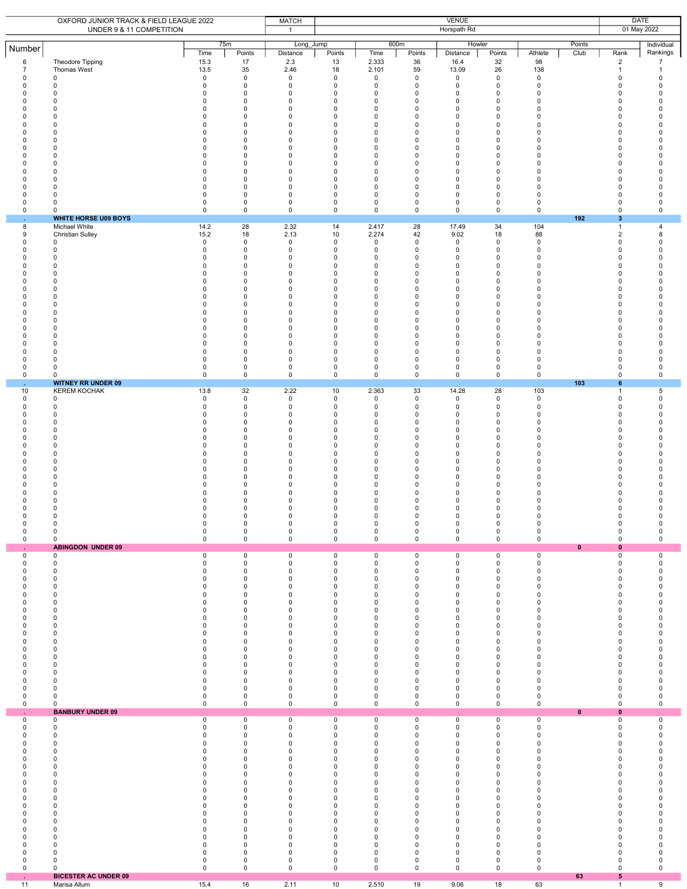OXFORD JUNIOR TRACK & FIELD LEAGUE 2022
UNDER 9 & 11 COMPETITION

| MATCH | VENUE | DATE |
|---|---|---|
| 1 | Horspath Rd | 01 May 2022 |

| Number | | 75m | | Long_Jump | | 600m | | Howler | | Points | | | Individual |
|---|---|---|---|---|---|---|---|---|---|---|---|---|---|
| | | Time | Points | Distance | Points | Time | Points | Distance | Points | Athlete | Club | Rank | Rankings |
| 6 | Theodore Tipping | 15.3 | 17 | 2.3 | 13 | 2.333 | 36 | 16.4 | 32 | 98 | | 2 | 7 |
| 7 | Thomas West | 13.5 | 35 | 2.46 | 18 | 2.101 | 59 | 13.09 | 26 | 138 | | 1 | 1 |
| 0 | 0 | 0 | 0 | 0 | 0 | 0 | 0 | 0 | 0 | 0 | | 0 | 0 |
| 0 | 0 | 0 | 0 | 0 | 0 | 0 | 0 | 0 | 0 | 0 | | 0 | 0 |
| 0 | 0 | 0 | 0 | 0 | 0 | 0 | 0 | 0 | 0 | 0 | | 0 | 0 |
| 0 | 0 | 0 | 0 | 0 | 0 | 0 | 0 | 0 | 0 | 0 | | 0 | 0 |
| 0 | 0 | 0 | 0 | 0 | 0 | 0 | 0 | 0 | 0 | 0 | | 0 | 0 |
| 0 | 0 | 0 | 0 | 0 | 0 | 0 | 0 | 0 | 0 | 0 | | 0 | 0 |
| 0 | 0 | 0 | 0 | 0 | 0 | 0 | 0 | 0 | 0 | 0 | | 0 | 0 |
| 0 | 0 | 0 | 0 | 0 | 0 | 0 | 0 | 0 | 0 | 0 | | 0 | 0 |
| 0 | 0 | 0 | 0 | 0 | 0 | 0 | 0 | 0 | 0 | 0 | | 0 | 0 |
| 0 | 0 | 0 | 0 | 0 | 0 | 0 | 0 | 0 | 0 | 0 | | 0 | 0 |
| 0 | 0 | 0 | 0 | 0 | 0 | 0 | 0 | 0 | 0 | 0 | | 0 | 0 |
| 0 | 0 | 0 | 0 | 0 | 0 | 0 | 0 | 0 | 0 | 0 | | 0 | 0 |
| 0 | 0 | 0 | 0 | 0 | 0 | 0 | 0 | 0 | 0 | 0 | | 0 | 0 |
| 0 | 0 | 0 | 0 | 0 | 0 | 0 | 0 | 0 | 0 | 0 | | 0 | 0 |
| 0 | 0 | 0 | 0 | 0 | 0 | 0 | 0 | 0 | 0 | 0 | | 0 | 0 |
| 0 | 0 | 0 | 0 | 0 | 0 | 0 | 0 | 0 | 0 | 0 | | 0 | 0 |
| 0 | 0 | 0 | 0 | 0 | 0 | 0 | 0 | 0 | 0 | 0 | | 0 | 0 |
| 0 | 0 | 0 | 0 | 0 | 0 | 0 | 0 | 0 | 0 | 0 | | 0 | 0 |
| . | **WHITE HORSE U09 BOYS** | | | | | | | | | | **192** | **3** | |
| 8 | Michael White | 14.2 | 28 | 2.32 | 14 | 2.417 | 28 | 17.49 | 34 | 104 | | 1 | 4 |
| 9 | Christian Sulley | 15.2 | 18 | 2.13 | 10 | 2.274 | 42 | 9.02 | 18 | 88 | | 2 | 8 |
| 0 | 0 | 0 | 0 | 0 | 0 | 0 | 0 | 0 | 0 | 0 | | 0 | 0 |
| 0 | 0 | 0 | 0 | 0 | 0 | 0 | 0 | 0 | 0 | 0 | | 0 | 0 |
| 0 | 0 | 0 | 0 | 0 | 0 | 0 | 0 | 0 | 0 | 0 | | 0 | 0 |
| 0 | 0 | 0 | 0 | 0 | 0 | 0 | 0 | 0 | 0 | 0 | | 0 | 0 |
| 0 | 0 | 0 | 0 | 0 | 0 | 0 | 0 | 0 | 0 | 0 | | 0 | 0 |
| 0 | 0 | 0 | 0 | 0 | 0 | 0 | 0 | 0 | 0 | 0 | | 0 | 0 |
| 0 | 0 | 0 | 0 | 0 | 0 | 0 | 0 | 0 | 0 | 0 | | 0 | 0 |
| 0 | 0 | 0 | 0 | 0 | 0 | 0 | 0 | 0 | 0 | 0 | | 0 | 0 |
| 0 | 0 | 0 | 0 | 0 | 0 | 0 | 0 | 0 | 0 | 0 | | 0 | 0 |
| 0 | 0 | 0 | 0 | 0 | 0 | 0 | 0 | 0 | 0 | 0 | | 0 | 0 |
| 0 | 0 | 0 | 0 | 0 | 0 | 0 | 0 | 0 | 0 | 0 | | 0 | 0 |
| 0 | 0 | 0 | 0 | 0 | 0 | 0 | 0 | 0 | 0 | 0 | | 0 | 0 |
| 0 | 0 | 0 | 0 | 0 | 0 | 0 | 0 | 0 | 0 | 0 | | 0 | 0 |
| 0 | 0 | 0 | 0 | 0 | 0 | 0 | 0 | 0 | 0 | 0 | | 0 | 0 |
| 0 | 0 | 0 | 0 | 0 | 0 | 0 | 0 | 0 | 0 | 0 | | 0 | 0 |
| 0 | 0 | 0 | 0 | 0 | 0 | 0 | 0 | 0 | 0 | 0 | | 0 | 0 |
| 0 | 0 | 0 | 0 | 0 | 0 | 0 | 0 | 0 | 0 | 0 | | 0 | 0 |
| 0 | 0 | 0 | 0 | 0 | 0 | 0 | 0 | 0 | 0 | 0 | | 0 | 0 |
| . | **WITNEY RR UNDER 09** | | | | | | | | | | **103** | **6** | |
| 10 | KEREM KOCHAK | 13.8 | 32 | 2.22 | 10 | 2.363 | 33 | 14.28 | 28 | 103 | | 1 | 5 |
| 0 | 0 | 0 | 0 | 0 | 0 | 0 | 0 | 0 | 0 | 0 | | 0 | 0 |
| 0 | 0 | 0 | 0 | 0 | 0 | 0 | 0 | 0 | 0 | 0 | | 0 | 0 |
| 0 | 0 | 0 | 0 | 0 | 0 | 0 | 0 | 0 | 0 | 0 | | 0 | 0 |
| 0 | 0 | 0 | 0 | 0 | 0 | 0 | 0 | 0 | 0 | 0 | | 0 | 0 |
| 0 | 0 | 0 | 0 | 0 | 0 | 0 | 0 | 0 | 0 | 0 | | 0 | 0 |
| 0 | 0 | 0 | 0 | 0 | 0 | 0 | 0 | 0 | 0 | 0 | | 0 | 0 |
| 0 | 0 | 0 | 0 | 0 | 0 | 0 | 0 | 0 | 0 | 0 | | 0 | 0 |
| 0 | 0 | 0 | 0 | 0 | 0 | 0 | 0 | 0 | 0 | 0 | | 0 | 0 |
| 0 | 0 | 0 | 0 | 0 | 0 | 0 | 0 | 0 | 0 | 0 | | 0 | 0 |
| 0 | 0 | 0 | 0 | 0 | 0 | 0 | 0 | 0 | 0 | 0 | | 0 | 0 |
| 0 | 0 | 0 | 0 | 0 | 0 | 0 | 0 | 0 | 0 | 0 | | 0 | 0 |
| 0 | 0 | 0 | 0 | 0 | 0 | 0 | 0 | 0 | 0 | 0 | | 0 | 0 |
| 0 | 0 | 0 | 0 | 0 | 0 | 0 | 0 | 0 | 0 | 0 | | 0 | 0 |
| 0 | 0 | 0 | 0 | 0 | 0 | 0 | 0 | 0 | 0 | 0 | | 0 | 0 |
| 0 | 0 | 0 | 0 | 0 | 0 | 0 | 0 | 0 | 0 | 0 | | 0 | 0 |
| 0 | 0 | 0 | 0 | 0 | 0 | 0 | 0 | 0 | 0 | 0 | | 0 | 0 |
| 0 | 0 | 0 | 0 | 0 | 0 | 0 | 0 | 0 | 0 | 0 | | 0 | 0 |
| 0 | 0 | 0 | 0 | 0 | 0 | 0 | 0 | 0 | 0 | 0 | | 0 | 0 |
| 0 | 0 | 0 | 0 | 0 | 0 | 0 | 0 | 0 | 0 | 0 | | 0 | 0 |
| . | **ABINGDON UNDER 09** | | | | | | | | | | **0** | **0** | |
| 0 | 0 | 0 | 0 | 0 | 0 | 0 | 0 | 0 | 0 | 0 | | 0 | 0 |
| 0 | 0 | 0 | 0 | 0 | 0 | 0 | 0 | 0 | 0 | 0 | | 0 | 0 |
| 0 | 0 | 0 | 0 | 0 | 0 | 0 | 0 | 0 | 0 | 0 | | 0 | 0 |
| 0 | 0 | 0 | 0 | 0 | 0 | 0 | 0 | 0 | 0 | 0 | | 0 | 0 |
| 0 | 0 | 0 | 0 | 0 | 0 | 0 | 0 | 0 | 0 | 0 | | 0 | 0 |
| 0 | 0 | 0 | 0 | 0 | 0 | 0 | 0 | 0 | 0 | 0 | | 0 | 0 |
| 0 | 0 | 0 | 0 | 0 | 0 | 0 | 0 | 0 | 0 | 0 | | 0 | 0 |
| 0 | 0 | 0 | 0 | 0 | 0 | 0 | 0 | 0 | 0 | 0 | | 0 | 0 |
| 0 | 0 | 0 | 0 | 0 | 0 | 0 | 0 | 0 | 0 | 0 | | 0 | 0 |
| 0 | 0 | 0 | 0 | 0 | 0 | 0 | 0 | 0 | 0 | 0 | | 0 | 0 |
| 0 | 0 | 0 | 0 | 0 | 0 | 0 | 0 | 0 | 0 | 0 | | 0 | 0 |
| 0 | 0 | 0 | 0 | 0 | 0 | 0 | 0 | 0 | 0 | 0 | | 0 | 0 |
| 0 | 0 | 0 | 0 | 0 | 0 | 0 | 0 | 0 | 0 | 0 | | 0 | 0 |
| 0 | 0 | 0 | 0 | 0 | 0 | 0 | 0 | 0 | 0 | 0 | | 0 | 0 |
| 0 | 0 | 0 | 0 | 0 | 0 | 0 | 0 | 0 | 0 | 0 | | 0 | 0 |
| 0 | 0 | 0 | 0 | 0 | 0 | 0 | 0 | 0 | 0 | 0 | | 0 | 0 |
| 0 | 0 | 0 | 0 | 0 | 0 | 0 | 0 | 0 | 0 | 0 | | 0 | 0 |
| 0 | 0 | 0 | 0 | 0 | 0 | 0 | 0 | 0 | 0 | 0 | | 0 | 0 |
| 0 | 0 | 0 | 0 | 0 | 0 | 0 | 0 | 0 | 0 | 0 | | 0 | 0 |
| 0 | 0 | 0 | 0 | 0 | 0 | 0 | 0 | 0 | 0 | 0 | | 0 | 0 |
| . | **BANBURY UNDER 09** | | | | | | | | | | **0** | **0** | |
| 0 | 0 | 0 | 0 | 0 | 0 | 0 | 0 | 0 | 0 | 0 | | 0 | 0 |
| 0 | 0 | 0 | 0 | 0 | 0 | 0 | 0 | 0 | 0 | 0 | | 0 | 0 |
| 0 | 0 | 0 | 0 | 0 | 0 | 0 | 0 | 0 | 0 | 0 | | 0 | 0 |
| 0 | 0 | 0 | 0 | 0 | 0 | 0 | 0 | 0 | 0 | 0 | | 0 | 0 |
| 0 | 0 | 0 | 0 | 0 | 0 | 0 | 0 | 0 | 0 | 0 | | 0 | 0 |
| 0 | 0 | 0 | 0 | 0 | 0 | 0 | 0 | 0 | 0 | 0 | | 0 | 0 |
| 0 | 0 | 0 | 0 | 0 | 0 | 0 | 0 | 0 | 0 | 0 | | 0 | 0 |
| 0 | 0 | 0 | 0 | 0 | 0 | 0 | 0 | 0 | 0 | 0 | | 0 | 0 |
| 0 | 0 | 0 | 0 | 0 | 0 | 0 | 0 | 0 | 0 | 0 | | 0 | 0 |
| 0 | 0 | 0 | 0 | 0 | 0 | 0 | 0 | 0 | 0 | 0 | | 0 | 0 |
| 0 | 0 | 0 | 0 | 0 | 0 | 0 | 0 | 0 | 0 | 0 | | 0 | 0 |
| 0 | 0 | 0 | 0 | 0 | 0 | 0 | 0 | 0 | 0 | 0 | | 0 | 0 |
| 0 | 0 | 0 | 0 | 0 | 0 | 0 | 0 | 0 | 0 | 0 | | 0 | 0 |
| 0 | 0 | 0 | 0 | 0 | 0 | 0 | 0 | 0 | 0 | 0 | | 0 | 0 |
| 0 | 0 | 0 | 0 | 0 | 0 | 0 | 0 | 0 | 0 | 0 | | 0 | 0 |
| 0 | 0 | 0 | 0 | 0 | 0 | 0 | 0 | 0 | 0 | 0 | | 0 | 0 |
| 0 | 0 | 0 | 0 | 0 | 0 | 0 | 0 | 0 | 0 | 0 | | 0 | 0 |
| 0 | 0 | 0 | 0 | 0 | 0 | 0 | 0 | 0 | 0 | 0 | | 0 | 0 |
| 0 | 0 | 0 | 0 | 0 | 0 | 0 | 0 | 0 | 0 | 0 | | 0 | 0 |
| 0 | 0 | 0 | 0 | 0 | 0 | 0 | 0 | 0 | 0 | 0 | | 0 | 0 |
| . | **BICESTER AC UNDER 09** | | | | | | | | | | **63** | **5** | |
| 11 | Marisa Allum | 15.4 | 16 | 2.11 | 10 | 2.510 | 19 | 9.06 | 18 | 63 | | 1 | 9 |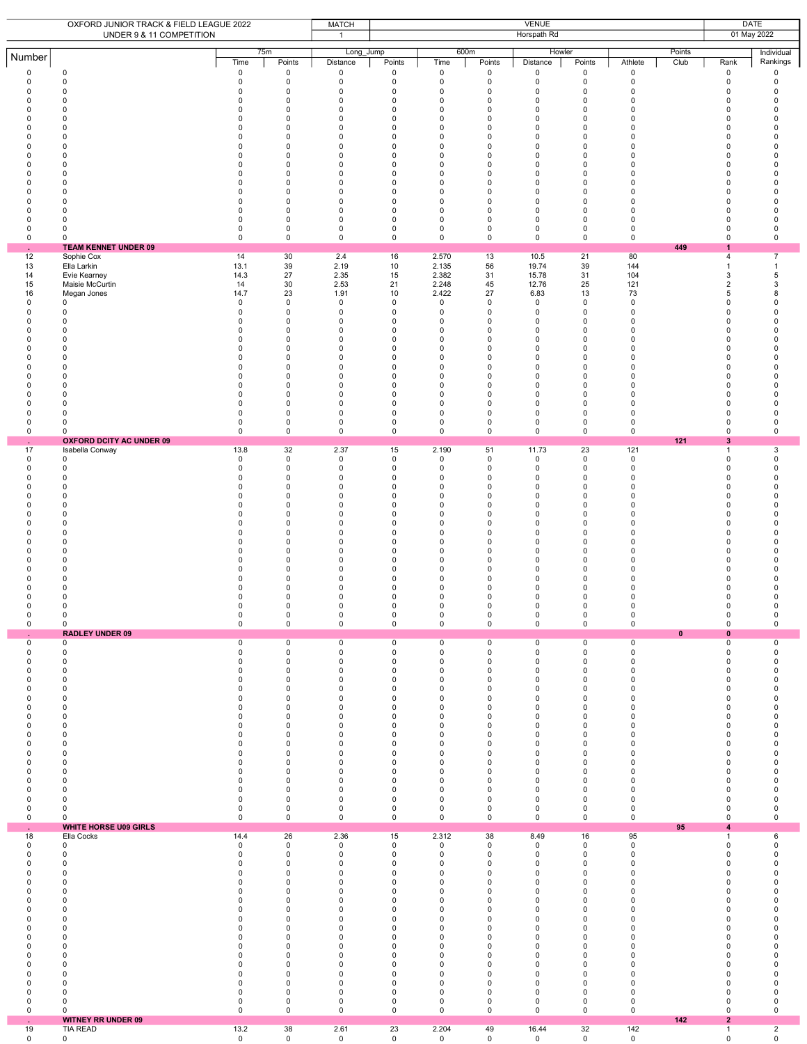| OXFORD JUNIOR TRACK & FIELD LEAGUE 2022 UNDER 9 & 11 COMPETITION | MATCH | VENUE | DATE |
|---|---|---|---|
| | 1 | Horspath Rd | 01 May 2022 |

| Number | | 75m | | Long_Jump | | 600m | | Howler | | Points | | | Individual |
|---|---|---|---|---|---|---|---|---|---|---|---|---|---|
| | | Time | Points | Distance | Points | Time | Points | Distance | Points | Athlete | Club | Rank | Rankings |
| 0 | 0 | 0 | 0 | 0 | 0 | 0 | 0 | 0 | 0 | 0 | | 0 | 0 |
| 0 | 0 | 0 | 0 | 0 | 0 | 0 | 0 | 0 | 0 | 0 | | 0 | 0 |
| 0 | 0 | 0 | 0 | 0 | 0 | 0 | 0 | 0 | 0 | 0 | | 0 | 0 |
| 0 | 0 | 0 | 0 | 0 | 0 | 0 | 0 | 0 | 0 | 0 | | 0 | 0 |
| 0 | 0 | 0 | 0 | 0 | 0 | 0 | 0 | 0 | 0 | 0 | | 0 | 0 |
| 0 | 0 | 0 | 0 | 0 | 0 | 0 | 0 | 0 | 0 | 0 | | 0 | 0 |
| 0 | 0 | 0 | 0 | 0 | 0 | 0 | 0 | 0 | 0 | 0 | | 0 | 0 |
| 0 | 0 | 0 | 0 | 0 | 0 | 0 | 0 | 0 | 0 | 0 | | 0 | 0 |
| 0 | 0 | 0 | 0 | 0 | 0 | 0 | 0 | 0 | 0 | 0 | | 0 | 0 |
| 0 | 0 | 0 | 0 | 0 | 0 | 0 | 0 | 0 | 0 | 0 | | 0 | 0 |
| 0 | 0 | 0 | 0 | 0 | 0 | 0 | 0 | 0 | 0 | 0 | | 0 | 0 |
| 0 | 0 | 0 | 0 | 0 | 0 | 0 | 0 | 0 | 0 | 0 | | 0 | 0 |
| 0 | 0 | 0 | 0 | 0 | 0 | 0 | 0 | 0 | 0 | 0 | | 0 | 0 |
| 0 | 0 | 0 | 0 | 0 | 0 | 0 | 0 | 0 | 0 | 0 | | 0 | 0 |
| 0 | 0 | 0 | 0 | 0 | 0 | 0 | 0 | 0 | 0 | 0 | | 0 | 0 |
| 0 | 0 | 0 | 0 | 0 | 0 | 0 | 0 | 0 | 0 | 0 | | 0 | 0 |
| 0 | 0 | 0 | 0 | 0 | 0 | 0 | 0 | 0 | 0 | 0 | | 0 | 0 |
| 0 | 0 | 0 | 0 | 0 | 0 | 0 | 0 | 0 | 0 | 0 | | 0 | 0 |
| 0 | 0 | 0 | 0 | 0 | 0 | 0 | 0 | 0 | 0 | 0 | | 0 | 0 |
| . | **TEAM KENNET UNDER 09** | | | | | | | | | | **449** | **1** | |
| 12 | Sophie Cox | 14 | 30 | 2.4 | 16 | 2.570 | 13 | 10.5 | 21 | 80 | | 4 | 7 |
| 13 | Ella Larkin | 13.1 | 39 | 2.19 | 10 | 2.135 | 56 | 19.74 | 39 | 144 | | 1 | 1 |
| 14 | Evie Kearney | 14.3 | 27 | 2.35 | 15 | 2.382 | 31 | 15.78 | 31 | 104 | | 3 | 5 |
| 15 | Maisie McCurtin | 14 | 30 | 2.53 | 21 | 2.248 | 45 | 12.76 | 25 | 121 | | 2 | 3 |
| 16 | Megan Jones | 14.7 | 23 | 1.91 | 10 | 2.422 | 27 | 6.83 | 13 | 73 | | 5 | 8 |
| 0 | 0 | 0 | 0 | 0 | 0 | 0 | 0 | 0 | 0 | 0 | | 0 | 0 |
| 0 | 0 | 0 | 0 | 0 | 0 | 0 | 0 | 0 | 0 | 0 | | 0 | 0 |
| 0 | 0 | 0 | 0 | 0 | 0 | 0 | 0 | 0 | 0 | 0 | | 0 | 0 |
| 0 | 0 | 0 | 0 | 0 | 0 | 0 | 0 | 0 | 0 | 0 | | 0 | 0 |
| 0 | 0 | 0 | 0 | 0 | 0 | 0 | 0 | 0 | 0 | 0 | | 0 | 0 |
| 0 | 0 | 0 | 0 | 0 | 0 | 0 | 0 | 0 | 0 | 0 | | 0 | 0 |
| 0 | 0 | 0 | 0 | 0 | 0 | 0 | 0 | 0 | 0 | 0 | | 0 | 0 |
| 0 | 0 | 0 | 0 | 0 | 0 | 0 | 0 | 0 | 0 | 0 | | 0 | 0 |
| 0 | 0 | 0 | 0 | 0 | 0 | 0 | 0 | 0 | 0 | 0 | | 0 | 0 |
| 0 | 0 | 0 | 0 | 0 | 0 | 0 | 0 | 0 | 0 | 0 | | 0 | 0 |
| 0 | 0 | 0 | 0 | 0 | 0 | 0 | 0 | 0 | 0 | 0 | | 0 | 0 |
| 0 | 0 | 0 | 0 | 0 | 0 | 0 | 0 | 0 | 0 | 0 | | 0 | 0 |
| 0 | 0 | 0 | 0 | 0 | 0 | 0 | 0 | 0 | 0 | 0 | | 0 | 0 |
| 0 | 0 | 0 | 0 | 0 | 0 | 0 | 0 | 0 | 0 | 0 | | 0 | 0 |
| 0 | 0 | 0 | 0 | 0 | 0 | 0 | 0 | 0 | 0 | 0 | | 0 | 0 |
| . | **OXFORD DCITY AC UNDER 09** | | | | | | | | | | **121** | **3** | |
| 17 | Isabella Conway | 13.8 | 32 | 2.37 | 15 | 2.190 | 51 | 11.73 | 23 | 121 | | 1 | 3 |
| 0 | 0 | 0 | 0 | 0 | 0 | 0 | 0 | 0 | 0 | 0 | | 0 | 0 |
| 0 | 0 | 0 | 0 | 0 | 0 | 0 | 0 | 0 | 0 | 0 | | 0 | 0 |
| 0 | 0 | 0 | 0 | 0 | 0 | 0 | 0 | 0 | 0 | 0 | | 0 | 0 |
| 0 | 0 | 0 | 0 | 0 | 0 | 0 | 0 | 0 | 0 | 0 | | 0 | 0 |
| 0 | 0 | 0 | 0 | 0 | 0 | 0 | 0 | 0 | 0 | 0 | | 0 | 0 |
| 0 | 0 | 0 | 0 | 0 | 0 | 0 | 0 | 0 | 0 | 0 | | 0 | 0 |
| 0 | 0 | 0 | 0 | 0 | 0 | 0 | 0 | 0 | 0 | 0 | | 0 | 0 |
| 0 | 0 | 0 | 0 | 0 | 0 | 0 | 0 | 0 | 0 | 0 | | 0 | 0 |
| 0 | 0 | 0 | 0 | 0 | 0 | 0 | 0 | 0 | 0 | 0 | | 0 | 0 |
| 0 | 0 | 0 | 0 | 0 | 0 | 0 | 0 | 0 | 0 | 0 | | 0 | 0 |
| 0 | 0 | 0 | 0 | 0 | 0 | 0 | 0 | 0 | 0 | 0 | | 0 | 0 |
| 0 | 0 | 0 | 0 | 0 | 0 | 0 | 0 | 0 | 0 | 0 | | 0 | 0 |
| 0 | 0 | 0 | 0 | 0 | 0 | 0 | 0 | 0 | 0 | 0 | | 0 | 0 |
| 0 | 0 | 0 | 0 | 0 | 0 | 0 | 0 | 0 | 0 | 0 | | 0 | 0 |
| 0 | 0 | 0 | 0 | 0 | 0 | 0 | 0 | 0 | 0 | 0 | | 0 | 0 |
| 0 | 0 | 0 | 0 | 0 | 0 | 0 | 0 | 0 | 0 | 0 | | 0 | 0 |
| 0 | 0 | 0 | 0 | 0 | 0 | 0 | 0 | 0 | 0 | 0 | | 0 | 0 |
| 0 | 0 | 0 | 0 | 0 | 0 | 0 | 0 | 0 | 0 | 0 | | 0 | 0 |
| 0 | 0 | 0 | 0 | 0 | 0 | 0 | 0 | 0 | 0 | 0 | | 0 | 0 |
| . | **RADLEY UNDER 09** | | | | | | | | | | **0** | **0** | |
| 0 | 0 | 0 | 0 | 0 | 0 | 0 | 0 | 0 | 0 | 0 | | 0 | 0 |
| 0 | 0 | 0 | 0 | 0 | 0 | 0 | 0 | 0 | 0 | 0 | | 0 | 0 |
| 0 | 0 | 0 | 0 | 0 | 0 | 0 | 0 | 0 | 0 | 0 | | 0 | 0 |
| 0 | 0 | 0 | 0 | 0 | 0 | 0 | 0 | 0 | 0 | 0 | | 0 | 0 |
| 0 | 0 | 0 | 0 | 0 | 0 | 0 | 0 | 0 | 0 | 0 | | 0 | 0 |
| 0 | 0 | 0 | 0 | 0 | 0 | 0 | 0 | 0 | 0 | 0 | | 0 | 0 |
| 0 | 0 | 0 | 0 | 0 | 0 | 0 | 0 | 0 | 0 | 0 | | 0 | 0 |
| 0 | 0 | 0 | 0 | 0 | 0 | 0 | 0 | 0 | 0 | 0 | | 0 | 0 |
| 0 | 0 | 0 | 0 | 0 | 0 | 0 | 0 | 0 | 0 | 0 | | 0 | 0 |
| 0 | 0 | 0 | 0 | 0 | 0 | 0 | 0 | 0 | 0 | 0 | | 0 | 0 |
| 0 | 0 | 0 | 0 | 0 | 0 | 0 | 0 | 0 | 0 | 0 | | 0 | 0 |
| 0 | 0 | 0 | 0 | 0 | 0 | 0 | 0 | 0 | 0 | 0 | | 0 | 0 |
| 0 | 0 | 0 | 0 | 0 | 0 | 0 | 0 | 0 | 0 | 0 | | 0 | 0 |
| 0 | 0 | 0 | 0 | 0 | 0 | 0 | 0 | 0 | 0 | 0 | | 0 | 0 |
| 0 | 0 | 0 | 0 | 0 | 0 | 0 | 0 | 0 | 0 | 0 | | 0 | 0 |
| 0 | 0 | 0 | 0 | 0 | 0 | 0 | 0 | 0 | 0 | 0 | | 0 | 0 |
| 0 | 0 | 0 | 0 | 0 | 0 | 0 | 0 | 0 | 0 | 0 | | 0 | 0 |
| 0 | 0 | 0 | 0 | 0 | 0 | 0 | 0 | 0 | 0 | 0 | | 0 | 0 |
| 0 | 0 | 0 | 0 | 0 | 0 | 0 | 0 | 0 | 0 | 0 | | 0 | 0 |
| 0 | 0 | 0 | 0 | 0 | 0 | 0 | 0 | 0 | 0 | 0 | | 0 | 0 |
| . | **WHITE HORSE U09 GIRLS** | | | | | | | | | | **95** | **4** | |
| 18 | Ella Cocks | 14.4 | 26 | 2.36 | 15 | 2.312 | 38 | 8.49 | 16 | 95 | | 1 | 6 |
| 0 | 0 | 0 | 0 | 0 | 0 | 0 | 0 | 0 | 0 | 0 | | 0 | 0 |
| 0 | 0 | 0 | 0 | 0 | 0 | 0 | 0 | 0 | 0 | 0 | | 0 | 0 |
| 0 | 0 | 0 | 0 | 0 | 0 | 0 | 0 | 0 | 0 | 0 | | 0 | 0 |
| 0 | 0 | 0 | 0 | 0 | 0 | 0 | 0 | 0 | 0 | 0 | | 0 | 0 |
| 0 | 0 | 0 | 0 | 0 | 0 | 0 | 0 | 0 | 0 | 0 | | 0 | 0 |
| 0 | 0 | 0 | 0 | 0 | 0 | 0 | 0 | 0 | 0 | 0 | | 0 | 0 |
| 0 | 0 | 0 | 0 | 0 | 0 | 0 | 0 | 0 | 0 | 0 | | 0 | 0 |
| 0 | 0 | 0 | 0 | 0 | 0 | 0 | 0 | 0 | 0 | 0 | | 0 | 0 |
| 0 | 0 | 0 | 0 | 0 | 0 | 0 | 0 | 0 | 0 | 0 | | 0 | 0 |
| 0 | 0 | 0 | 0 | 0 | 0 | 0 | 0 | 0 | 0 | 0 | | 0 | 0 |
| 0 | 0 | 0 | 0 | 0 | 0 | 0 | 0 | 0 | 0 | 0 | | 0 | 0 |
| 0 | 0 | 0 | 0 | 0 | 0 | 0 | 0 | 0 | 0 | 0 | | 0 | 0 |
| 0 | 0 | 0 | 0 | 0 | 0 | 0 | 0 | 0 | 0 | 0 | | 0 | 0 |
| 0 | 0 | 0 | 0 | 0 | 0 | 0 | 0 | 0 | 0 | 0 | | 0 | 0 |
| 0 | 0 | 0 | 0 | 0 | 0 | 0 | 0 | 0 | 0 | 0 | | 0 | 0 |
| 0 | 0 | 0 | 0 | 0 | 0 | 0 | 0 | 0 | 0 | 0 | | 0 | 0 |
| 0 | 0 | 0 | 0 | 0 | 0 | 0 | 0 | 0 | 0 | 0 | | 0 | 0 |
| 0 | 0 | 0 | 0 | 0 | 0 | 0 | 0 | 0 | 0 | 0 | | 0 | 0 |
| 0 | 0 | 0 | 0 | 0 | 0 | 0 | 0 | 0 | 0 | 0 | | 0 | 0 |
| . | **WITNEY RR UNDER 09** | | | | | | | | | | **142** | **2** | |
| 19 | TIA READ | 13.2 | 38 | 2.61 | 23 | 2.204 | 49 | 16.44 | 32 | 142 | | 1 | 2 |
| 0 | 0 | 0 | 0 | 0 | 0 | 0 | 0 | 0 | 0 | 0 | | 0 | 0 |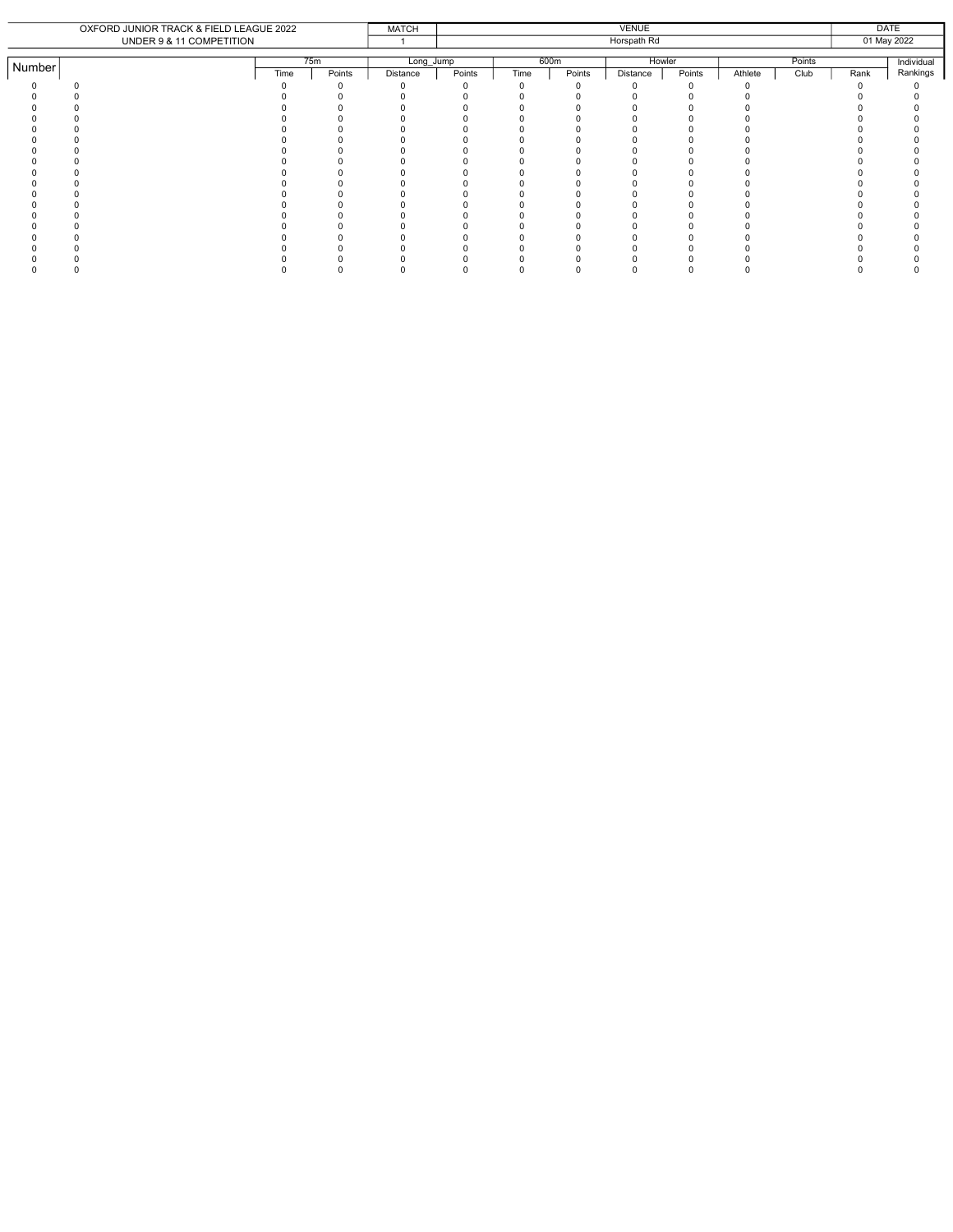| OXFORD JUNIOR TRACK & FIELD LEAGUE 2022 | MATCH | VENUE | DATE |
|---|---|---|---|
| UNDER 9 & 11 COMPETITION | 1 | Horspath Rd | 01 May 2022 |

| Number | | 75m | | Long_Jump | | 600m | | Howler | | Points | | | Individual |
|---|---|---|---|---|---|---|---|---|---|---|---|---|---|
| | | Time | Points | Distance | Points | Time | Points | Distance | Points | Athlete | Club | Rank | Rankings |
| 0 | 0 | 0 | 0 | 0 | 0 | 0 | 0 | 0 | 0 | 0 | | 0 | 0 |
| 0 | 0 | 0 | 0 | 0 | 0 | 0 | 0 | 0 | 0 | 0 | | 0 | 0 |
| 0 | 0 | 0 | 0 | 0 | 0 | 0 | 0 | 0 | 0 | 0 | | 0 | 0 |
| 0 | 0 | 0 | 0 | 0 | 0 | 0 | 0 | 0 | 0 | 0 | | 0 | 0 |
| 0 | 0 | 0 | 0 | 0 | 0 | 0 | 0 | 0 | 0 | 0 | | 0 | 0 |
| 0 | 0 | 0 | 0 | 0 | 0 | 0 | 0 | 0 | 0 | 0 | | 0 | 0 |
| 0 | 0 | 0 | 0 | 0 | 0 | 0 | 0 | 0 | 0 | 0 | | 0 | 0 |
| 0 | 0 | 0 | 0 | 0 | 0 | 0 | 0 | 0 | 0 | 0 | | 0 | 0 |
| 0 | 0 | 0 | 0 | 0 | 0 | 0 | 0 | 0 | 0 | 0 | | 0 | 0 |
| 0 | 0 | 0 | 0 | 0 | 0 | 0 | 0 | 0 | 0 | 0 | | 0 | 0 |
| 0 | 0 | 0 | 0 | 0 | 0 | 0 | 0 | 0 | 0 | 0 | | 0 | 0 |
| 0 | 0 | 0 | 0 | 0 | 0 | 0 | 0 | 0 | 0 | 0 | | 0 | 0 |
| 0 | 0 | 0 | 0 | 0 | 0 | 0 | 0 | 0 | 0 | 0 | | 0 | 0 |
| 0 | 0 | 0 | 0 | 0 | 0 | 0 | 0 | 0 | 0 | 0 | | 0 | 0 |
| 0 | 0 | 0 | 0 | 0 | 0 | 0 | 0 | 0 | 0 | 0 | | 0 | 0 |
| 0 | 0 | 0 | 0 | 0 | 0 | 0 | 0 | 0 | 0 | 0 | | 0 | 0 |
| 0 | 0 | 0 | 0 | 0 | 0 | 0 | 0 | 0 | 0 | 0 | | 0 | 0 |
| 0 | 0 | 0 | 0 | 0 | 0 | 0 | 0 | 0 | 0 | 0 | | 0 | 0 |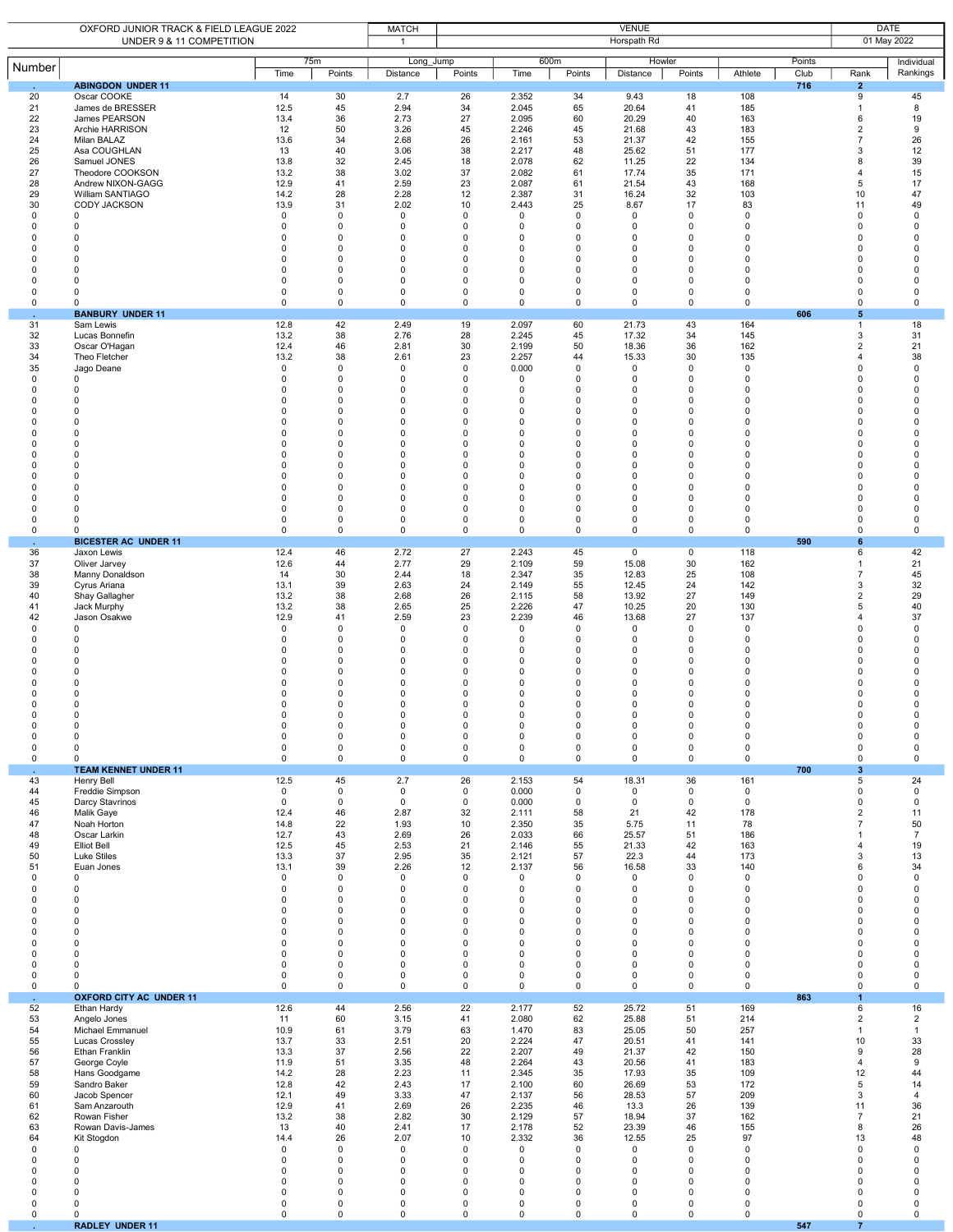| OXFORD JUNIOR TRACK & FIELD LEAGUE 2022 | | MATCH | | | VENUE | | | | | DATE | |
|---|---|---|---|---|---|---|---|---|---|---|---|
| UNDER 9 & 11 COMPETITION | | 1 | | | Horspath Rd | | | | | 01 May 2022 | |

| Number | | 75m | | Long_Jump | | 600m | | Howler | | Points | | | Individual |
|---|---|---|---|---|---|---|---|---|---|---|---|---|---|
| | | Time | Points | Distance | Points | Time | Points | Distance | Points | Athlete | Club | Rank | Rankings |
| . | **ABINGDON UNDER 11** | | | | | | | | | | 716 | 2 | |
| 20 | Oscar COOKE | 14 | 30 | 2.7 | 26 | 2.352 | 34 | 9.43 | 18 | 108 | | 9 | 45 |
| 21 | James de BRESSER | 12.5 | 45 | 2.94 | 34 | 2.045 | 65 | 20.64 | 41 | 185 | | 1 | 8 |
| 22 | James PEARSON | 13.4 | 36 | 2.73 | 27 | 2.095 | 60 | 20.29 | 40 | 163 | | 6 | 19 |
| 23 | Archie HARRISON | 12 | 50 | 3.26 | 45 | 2.246 | 45 | 21.68 | 43 | 183 | | 2 | 9 |
| 24 | Milan BALAZ | 13.6 | 34 | 2.68 | 26 | 2.161 | 53 | 21.37 | 42 | 155 | | 7 | 26 |
| 25 | Asa COUGHLAN | 13 | 40 | 3.06 | 38 | 2.217 | 48 | 25.62 | 51 | 177 | | 3 | 12 |
| 26 | Samuel JONES | 13.8 | 32 | 2.45 | 18 | 2.078 | 62 | 11.25 | 22 | 134 | | 8 | 39 |
| 27 | Theodore COOKSON | 13.2 | 38 | 3.02 | 37 | 2.082 | 61 | 17.74 | 35 | 171 | | 4 | 15 |
| 28 | Andrew NIXON-GAGG | 12.9 | 41 | 2.59 | 23 | 2.087 | 61 | 21.54 | 43 | 168 | | 5 | 17 |
| 29 | William SANTIAGO | 14.2 | 28 | 2.28 | 12 | 2.387 | 31 | 16.24 | 32 | 103 | | 10 | 47 |
| 30 | CODY JACKSON | 13.9 | 31 | 2.02 | 10 | 2.443 | 25 | 8.67 | 17 | 83 | | 11 | 49 |
| 0 | 0 | 0 | 0 | 0 | 0 | 0 | 0 | 0 | 0 | 0 | | 0 | 0 |
| 0 | 0 | 0 | 0 | 0 | 0 | 0 | 0 | 0 | 0 | 0 | | 0 | 0 |
| 0 | 0 | 0 | 0 | 0 | 0 | 0 | 0 | 0 | 0 | 0 | | 0 | 0 |
| 0 | 0 | 0 | 0 | 0 | 0 | 0 | 0 | 0 | 0 | 0 | | 0 | 0 |
| 0 | 0 | 0 | 0 | 0 | 0 | 0 | 0 | 0 | 0 | 0 | | 0 | 0 |
| 0 | 0 | 0 | 0 | 0 | 0 | 0 | 0 | 0 | 0 | 0 | | 0 | 0 |
| 0 | 0 | 0 | 0 | 0 | 0 | 0 | 0 | 0 | 0 | 0 | | 0 | 0 |
| 0 | 0 | 0 | 0 | 0 | 0 | 0 | 0 | 0 | 0 | 0 | | 0 | 0 |
| 0 | 0 | 0 | 0 | 0 | 0 | 0 | 0 | 0 | 0 | 0 | | 0 | 0 |
| . | **BANBURY UNDER 11** | | | | | | | | | | 606 | 5 | |
| 31 | Sam Lewis | 12.8 | 42 | 2.49 | 19 | 2.097 | 60 | 21.73 | 43 | 164 | | 1 | 18 |
| 32 | Lucas Bonnefin | 13.2 | 38 | 2.76 | 28 | 2.245 | 45 | 17.32 | 34 | 145 | | 3 | 31 |
| 33 | Oscar O'Hagan | 12.4 | 46 | 2.81 | 30 | 2.199 | 50 | 18.36 | 36 | 162 | | 2 | 21 |
| 34 | Theo Fletcher | 13.2 | 38 | 2.61 | 23 | 2.257 | 44 | 15.33 | 30 | 135 | | 4 | 38 |
| 35 | Jago Deane | 0 | 0 | 0 | 0 | 0.000 | 0 | 0 | 0 | 0 | | 0 | 0 |
| 0 | 0 | 0 | 0 | 0 | 0 | 0 | 0 | 0 | 0 | 0 | | 0 | 0 |
| 0 | 0 | 0 | 0 | 0 | 0 | 0 | 0 | 0 | 0 | 0 | | 0 | 0 |
| 0 | 0 | 0 | 0 | 0 | 0 | 0 | 0 | 0 | 0 | 0 | | 0 | 0 |
| 0 | 0 | 0 | 0 | 0 | 0 | 0 | 0 | 0 | 0 | 0 | | 0 | 0 |
| 0 | 0 | 0 | 0 | 0 | 0 | 0 | 0 | 0 | 0 | 0 | | 0 | 0 |
| 0 | 0 | 0 | 0 | 0 | 0 | 0 | 0 | 0 | 0 | 0 | | 0 | 0 |
| 0 | 0 | 0 | 0 | 0 | 0 | 0 | 0 | 0 | 0 | 0 | | 0 | 0 |
| 0 | 0 | 0 | 0 | 0 | 0 | 0 | 0 | 0 | 0 | 0 | | 0 | 0 |
| 0 | 0 | 0 | 0 | 0 | 0 | 0 | 0 | 0 | 0 | 0 | | 0 | 0 |
| 0 | 0 | 0 | 0 | 0 | 0 | 0 | 0 | 0 | 0 | 0 | | 0 | 0 |
| 0 | 0 | 0 | 0 | 0 | 0 | 0 | 0 | 0 | 0 | 0 | | 0 | 0 |
| 0 | 0 | 0 | 0 | 0 | 0 | 0 | 0 | 0 | 0 | 0 | | 0 | 0 |
| 0 | 0 | 0 | 0 | 0 | 0 | 0 | 0 | 0 | 0 | 0 | | 0 | 0 |
| 0 | 0 | 0 | 0 | 0 | 0 | 0 | 0 | 0 | 0 | 0 | | 0 | 0 |
| 0 | 0 | 0 | 0 | 0 | 0 | 0 | 0 | 0 | 0 | 0 | | 0 | 0 |
| . | **BICESTER AC UNDER 11** | | | | | | | | | | 590 | 6 | |
| 36 | Jaxon Lewis | 12.4 | 46 | 2.72 | 27 | 2.243 | 45 | 0 | 0 | 118 | | 6 | 42 |
| 37 | Oliver Jarvey | 12.6 | 44 | 2.77 | 29 | 2.109 | 59 | 15.08 | 30 | 162 | | 1 | 21 |
| 38 | Manny Donaldson | 14 | 30 | 2.44 | 18 | 2.347 | 35 | 12.83 | 25 | 108 | | 7 | 45 |
| 39 | Cyrus Ariana | 13.1 | 39 | 2.63 | 24 | 2.149 | 55 | 12.45 | 24 | 142 | | 3 | 32 |
| 40 | Shay Gallagher | 13.2 | 38 | 2.68 | 26 | 2.115 | 58 | 13.92 | 27 | 149 | | 2 | 29 |
| 41 | Jack Murphy | 13.2 | 38 | 2.65 | 25 | 2.226 | 47 | 10.25 | 20 | 130 | | 5 | 40 |
| 42 | Jason Osakwe | 12.9 | 41 | 2.59 | 23 | 2.239 | 46 | 13.68 | 27 | 137 | | 4 | 37 |
| 0 | 0 | 0 | 0 | 0 | 0 | 0 | 0 | 0 | 0 | 0 | | 0 | 0 |
| 0 | 0 | 0 | 0 | 0 | 0 | 0 | 0 | 0 | 0 | 0 | | 0 | 0 |
| 0 | 0 | 0 | 0 | 0 | 0 | 0 | 0 | 0 | 0 | 0 | | 0 | 0 |
| 0 | 0 | 0 | 0 | 0 | 0 | 0 | 0 | 0 | 0 | 0 | | 0 | 0 |
| 0 | 0 | 0 | 0 | 0 | 0 | 0 | 0 | 0 | 0 | 0 | | 0 | 0 |
| 0 | 0 | 0 | 0 | 0 | 0 | 0 | 0 | 0 | 0 | 0 | | 0 | 0 |
| 0 | 0 | 0 | 0 | 0 | 0 | 0 | 0 | 0 | 0 | 0 | | 0 | 0 |
| 0 | 0 | 0 | 0 | 0 | 0 | 0 | 0 | 0 | 0 | 0 | | 0 | 0 |
| 0 | 0 | 0 | 0 | 0 | 0 | 0 | 0 | 0 | 0 | 0 | | 0 | 0 |
| 0 | 0 | 0 | 0 | 0 | 0 | 0 | 0 | 0 | 0 | 0 | | 0 | 0 |
| 0 | 0 | 0 | 0 | 0 | 0 | 0 | 0 | 0 | 0 | 0 | | 0 | 0 |
| 0 | 0 | 0 | 0 | 0 | 0 | 0 | 0 | 0 | 0 | 0 | | 0 | 0 |
| 0 | 0 | 0 | 0 | 0 | 0 | 0 | 0 | 0 | 0 | 0 | | 0 | 0 |
| . | **TEAM KENNET UNDER 11** | | | | | | | | | | 700 | 3 | |
| 43 | Henry Bell | 12.5 | 45 | 2.7 | 26 | 2.153 | 54 | 18.31 | 36 | 161 | | 5 | 24 |
| 44 | Freddie Simpson | 0 | 0 | 0 | 0 | 0.000 | 0 | 0 | 0 | 0 | | 0 | 0 |
| 45 | Darcy Stavrinos | 0 | 0 | 0 | 0 | 0.000 | 0 | 0 | 0 | 0 | | 0 | 0 |
| 46 | Malik Gaye | 12.4 | 46 | 2.87 | 32 | 2.111 | 58 | 21 | 42 | 178 | | 2 | 11 |
| 47 | Noah Horton | 14.8 | 22 | 1.93 | 10 | 2.350 | 35 | 5.75 | 11 | 78 | | 7 | 50 |
| 48 | Oscar Larkin | 12.7 | 43 | 2.69 | 26 | 2.033 | 66 | 25.57 | 51 | 186 | | 1 | 7 |
| 49 | Elliot Bell | 12.5 | 45 | 2.53 | 21 | 2.146 | 55 | 21.33 | 42 | 163 | | 4 | 19 |
| 50 | Luke Stiles | 13.3 | 37 | 2.95 | 35 | 2.121 | 57 | 22.3 | 44 | 173 | | 3 | 13 |
| 51 | Euan Jones | 13.1 | 39 | 2.26 | 12 | 2.137 | 56 | 16.58 | 33 | 140 | | 6 | 34 |
| 0 | 0 | 0 | 0 | 0 | 0 | 0 | 0 | 0 | 0 | 0 | | 0 | 0 |
| 0 | 0 | 0 | 0 | 0 | 0 | 0 | 0 | 0 | 0 | 0 | | 0 | 0 |
| 0 | 0 | 0 | 0 | 0 | 0 | 0 | 0 | 0 | 0 | 0 | | 0 | 0 |
| 0 | 0 | 0 | 0 | 0 | 0 | 0 | 0 | 0 | 0 | 0 | | 0 | 0 |
| 0 | 0 | 0 | 0 | 0 | 0 | 0 | 0 | 0 | 0 | 0 | | 0 | 0 |
| 0 | 0 | 0 | 0 | 0 | 0 | 0 | 0 | 0 | 0 | 0 | | 0 | 0 |
| 0 | 0 | 0 | 0 | 0 | 0 | 0 | 0 | 0 | 0 | 0 | | 0 | 0 |
| 0 | 0 | 0 | 0 | 0 | 0 | 0 | 0 | 0 | 0 | 0 | | 0 | 0 |
| 0 | 0 | 0 | 0 | 0 | 0 | 0 | 0 | 0 | 0 | 0 | | 0 | 0 |
| 0 | 0 | 0 | 0 | 0 | 0 | 0 | 0 | 0 | 0 | 0 | | 0 | 0 |
| 0 | 0 | 0 | 0 | 0 | 0 | 0 | 0 | 0 | 0 | 0 | | 0 | 0 |
| . | **OXFORD CITY AC UNDER 11** | | | | | | | | | | 863 | 1 | |
| 52 | Ethan Hardy | 12.6 | 44 | 2.56 | 22 | 2.177 | 52 | 25.72 | 51 | 169 | | 6 | 16 |
| 53 | Angelo Jones | 11 | 60 | 3.15 | 41 | 2.080 | 62 | 25.88 | 51 | 214 | | 2 | 2 |
| 54 | Michael Emmanuel | 10.9 | 61 | 3.79 | 63 | 1.470 | 83 | 25.05 | 50 | 257 | | 1 | 1 |
| 55 | Lucas Crossley | 13.7 | 33 | 2.51 | 20 | 2.224 | 47 | 20.51 | 41 | 141 | | 10 | 33 |
| 56 | Ethan Franklin | 13.3 | 37 | 2.56 | 22 | 2.207 | 49 | 21.37 | 42 | 150 | | 9 | 28 |
| 57 | George Coyle | 11.9 | 51 | 3.35 | 48 | 2.264 | 43 | 20.56 | 41 | 183 | | 4 | 9 |
| 58 | Hans Goodgame | 14.2 | 28 | 2.23 | 11 | 2.345 | 35 | 17.93 | 35 | 109 | | 12 | 44 |
| 59 | Sandro Baker | 12.8 | 42 | 2.43 | 17 | 2.100 | 60 | 26.69 | 53 | 172 | | 5 | 14 |
| 60 | Jacob Spencer | 12.1 | 49 | 3.33 | 47 | 2.137 | 56 | 28.53 | 57 | 209 | | 3 | 4 |
| 61 | Sam Anzarouth | 12.9 | 41 | 2.69 | 26 | 2.235 | 46 | 13.3 | 26 | 139 | | 11 | 36 |
| 62 | Rowan Fisher | 13.2 | 38 | 2.82 | 30 | 2.129 | 57 | 18.94 | 37 | 162 | | 7 | 21 |
| 63 | Rowan Davis-James | 13 | 40 | 2.41 | 17 | 2.178 | 52 | 23.39 | 46 | 155 | | 8 | 26 |
| 64 | Kit Stogdon | 14.4 | 26 | 2.07 | 10 | 2.332 | 36 | 12.55 | 25 | 97 | | 13 | 48 |
| 0 | 0 | 0 | 0 | 0 | 0 | 0 | 0 | 0 | 0 | 0 | | 0 | 0 |
| 0 | 0 | 0 | 0 | 0 | 0 | 0 | 0 | 0 | 0 | 0 | | 0 | 0 |
| 0 | 0 | 0 | 0 | 0 | 0 | 0 | 0 | 0 | 0 | 0 | | 0 | 0 |
| 0 | 0 | 0 | 0 | 0 | 0 | 0 | 0 | 0 | 0 | 0 | | 0 | 0 |
| 0 | 0 | 0 | 0 | 0 | 0 | 0 | 0 | 0 | 0 | 0 | | 0 | 0 |
| 0 | 0 | 0 | 0 | 0 | 0 | 0 | 0 | 0 | 0 | 0 | | 0 | 0 |
| 0 | 0 | 0 | 0 | 0 | 0 | 0 | 0 | 0 | 0 | 0 | | 0 | 0 |
| . | **RADLEY UNDER 11** | | | | | | | | | | 547 | 7 | |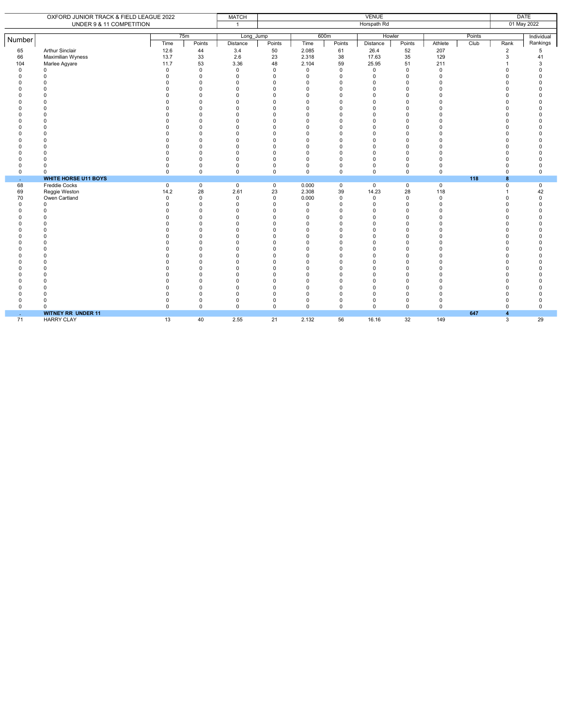| OXFORD JUNIOR TRACK & FIELD LEAGUE 2022 | | MATCH | VENUE | DATE |
|---|---|---|---|---|
| UNDER 9 & 11 COMPETITION | | 1 | Horspath Rd | 01 May 2022 |

| Number | | 75m | | Long_Jump | | 600m | | Howler | | Points | | | Individual |
|---|---|---|---|---|---|---|---|---|---|---|---|---|---|
| | | Time | Points | Distance | Points | Time | Points | Distance | Points | Athlete | Club | Rank | Rankings |
| 65 | Arthur Sinclair | 12.6 | 44 | 3.4 | 50 | 2.085 | 61 | 26.4 | 52 | 207 | | 2 | 5 |
| 66 | Maximilian Wyness | 13.7 | 33 | 2.6 | 23 | 2.318 | 38 | 17.63 | 35 | 129 | | 3 | 41 |
| 104 | Marlee Agyare | 11.7 | 53 | 3.36 | 48 | 2.104 | 59 | 25.95 | 51 | 211 | | 1 | 3 |
| 0 | 0 | 0 | 0 | 0 | 0 | 0 | 0 | 0 | 0 | 0 | | 0 | 0 |
| 0 | 0 | 0 | 0 | 0 | 0 | 0 | 0 | 0 | 0 | 0 | | 0 | 0 |
| 0 | 0 | 0 | 0 | 0 | 0 | 0 | 0 | 0 | 0 | 0 | | 0 | 0 |
| 0 | 0 | 0 | 0 | 0 | 0 | 0 | 0 | 0 | 0 | 0 | | 0 | 0 |
| 0 | 0 | 0 | 0 | 0 | 0 | 0 | 0 | 0 | 0 | 0 | | 0 | 0 |
| 0 | 0 | 0 | 0 | 0 | 0 | 0 | 0 | 0 | 0 | 0 | | 0 | 0 |
| 0 | 0 | 0 | 0 | 0 | 0 | 0 | 0 | 0 | 0 | 0 | | 0 | 0 |
| 0 | 0 | 0 | 0 | 0 | 0 | 0 | 0 | 0 | 0 | 0 | | 0 | 0 |
| 0 | 0 | 0 | 0 | 0 | 0 | 0 | 0 | 0 | 0 | 0 | | 0 | 0 |
| 0 | 0 | 0 | 0 | 0 | 0 | 0 | 0 | 0 | 0 | 0 | | 0 | 0 |
| 0 | 0 | 0 | 0 | 0 | 0 | 0 | 0 | 0 | 0 | 0 | | 0 | 0 |
| 0 | 0 | 0 | 0 | 0 | 0 | 0 | 0 | 0 | 0 | 0 | | 0 | 0 |
| 0 | 0 | 0 | 0 | 0 | 0 | 0 | 0 | 0 | 0 | 0 | | 0 | 0 |
| 0 | 0 | 0 | 0 | 0 | 0 | 0 | 0 | 0 | 0 | 0 | | 0 | 0 |
| 0 | 0 | 0 | 0 | 0 | 0 | 0 | 0 | 0 | 0 | 0 | | 0 | 0 |
| 0 | 0 | 0 | 0 | 0 | 0 | 0 | 0 | 0 | 0 | 0 | | 0 | 0 |
| 0 | 0 | 0 | 0 | 0 | 0 | 0 | 0 | 0 | 0 | 0 | | 0 | 0 |
| . | **WHITE HORSE U11 BOYS** | | | | | | | | | | **118** | **8** | |
| 68 | Freddie Cocks | 0 | 0 | 0 | 0 | 0.000 | 0 | 0 | 0 | 0 | | 0 | 0 |
| 69 | Reggie Weston | 14.2 | 28 | 2.61 | 23 | 2.308 | 39 | 14.23 | 28 | 118 | | 1 | 42 |
| 70 | Owen Cartland | 0 | 0 | 0 | 0 | 0.000 | 0 | 0 | 0 | 0 | | 0 | 0 |
| 0 | 0 | 0 | 0 | 0 | 0 | 0 | 0 | 0 | 0 | 0 | | 0 | 0 |
| 0 | 0 | 0 | 0 | 0 | 0 | 0 | 0 | 0 | 0 | 0 | | 0 | 0 |
| 0 | 0 | 0 | 0 | 0 | 0 | 0 | 0 | 0 | 0 | 0 | | 0 | 0 |
| 0 | 0 | 0 | 0 | 0 | 0 | 0 | 0 | 0 | 0 | 0 | | 0 | 0 |
| 0 | 0 | 0 | 0 | 0 | 0 | 0 | 0 | 0 | 0 | 0 | | 0 | 0 |
| 0 | 0 | 0 | 0 | 0 | 0 | 0 | 0 | 0 | 0 | 0 | | 0 | 0 |
| 0 | 0 | 0 | 0 | 0 | 0 | 0 | 0 | 0 | 0 | 0 | | 0 | 0 |
| 0 | 0 | 0 | 0 | 0 | 0 | 0 | 0 | 0 | 0 | 0 | | 0 | 0 |
| 0 | 0 | 0 | 0 | 0 | 0 | 0 | 0 | 0 | 0 | 0 | | 0 | 0 |
| 0 | 0 | 0 | 0 | 0 | 0 | 0 | 0 | 0 | 0 | 0 | | 0 | 0 |
| 0 | 0 | 0 | 0 | 0 | 0 | 0 | 0 | 0 | 0 | 0 | | 0 | 0 |
| 0 | 0 | 0 | 0 | 0 | 0 | 0 | 0 | 0 | 0 | 0 | | 0 | 0 |
| 0 | 0 | 0 | 0 | 0 | 0 | 0 | 0 | 0 | 0 | 0 | | 0 | 0 |
| 0 | 0 | 0 | 0 | 0 | 0 | 0 | 0 | 0 | 0 | 0 | | 0 | 0 |
| 0 | 0 | 0 | 0 | 0 | 0 | 0 | 0 | 0 | 0 | 0 | | 0 | 0 |
| 0 | 0 | 0 | 0 | 0 | 0 | 0 | 0 | 0 | 0 | 0 | | 0 | 0 |
| . | **WITNEY RR UNDER 11** | | | | | | | | | | **647** | **4** | |
| 71 | HARRY CLAY | 13 | 40 | 2.55 | 21 | 2.132 | 56 | 16.16 | 32 | 149 | | 3 | 29 |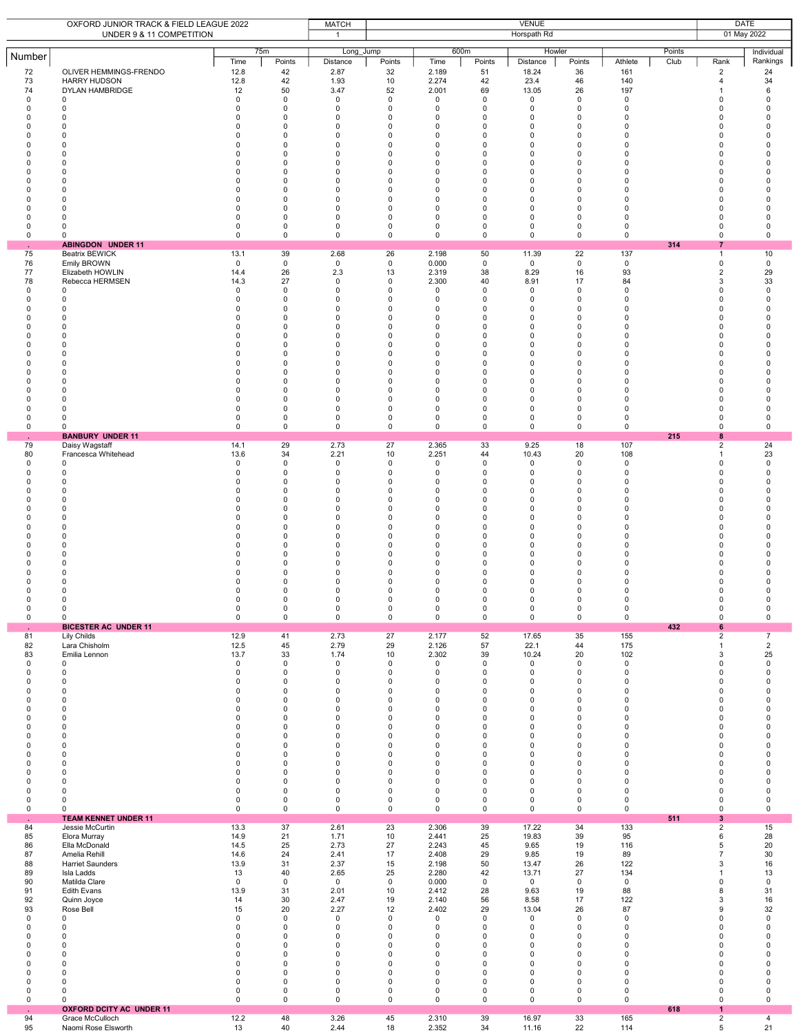| OXFORD JUNIOR TRACK & FIELD LEAGUE 2022 UNDER 9 & 11 COMPETITION | | | | | | MATCH 1 | | VENUE Horspath Rd | | | | | DATE 01 May 2022 | |
|---|---|---|---|---|---|---|---|---|---|---|---|---|---|---|
| Number | | 75m | | Long_Jump | | 600m | | Howler | | Points | | | | Individual |
| | | Time | Points | Distance | Points | Time | Points | Distance | Points | Athlete | Club | Rank | | Rankings |
| 72 | OLIVER HEMMINGS-FRENDO | 12.8 | 42 | 2.87 | 32 | 2.189 | 51 | 18.24 | 36 | 161 | | 2 | | 24 |
| 73 | HARRY HUDSON | 12.8 | 42 | 1.93 | 10 | 2.274 | 42 | 23.4 | 46 | 140 | | 4 | | 34 |
| 74 | DYLAN HAMBRIDGE | 12 | 50 | 3.47 | 52 | 2.001 | 69 | 13.05 | 26 | 197 | | 1 | | 6 |
| 0 | 0 | 0 | 0 | 0 | 0 | 0 | 0 | 0 | 0 | 0 | | 0 | | 0 |
| 0 | 0 | 0 | 0 | 0 | 0 | 0 | 0 | 0 | 0 | 0 | | 0 | | 0 |
| 0 | 0 | 0 | 0 | 0 | 0 | 0 | 0 | 0 | 0 | 0 | | 0 | | 0 |
| 0 | 0 | 0 | 0 | 0 | 0 | 0 | 0 | 0 | 0 | 0 | | 0 | | 0 |
| 0 | 0 | 0 | 0 | 0 | 0 | 0 | 0 | 0 | 0 | 0 | | 0 | | 0 |
| 0 | 0 | 0 | 0 | 0 | 0 | 0 | 0 | 0 | 0 | 0 | | 0 | | 0 |
| 0 | 0 | 0 | 0 | 0 | 0 | 0 | 0 | 0 | 0 | 0 | | 0 | | 0 |
| 0 | 0 | 0 | 0 | 0 | 0 | 0 | 0 | 0 | 0 | 0 | | 0 | | 0 |
| 0 | 0 | 0 | 0 | 0 | 0 | 0 | 0 | 0 | 0 | 0 | | 0 | | 0 |
| 0 | 0 | 0 | 0 | 0 | 0 | 0 | 0 | 0 | 0 | 0 | | 0 | | 0 |
| 0 | 0 | 0 | 0 | 0 | 0 | 0 | 0 | 0 | 0 | 0 | | 0 | | 0 |
| 0 | 0 | 0 | 0 | 0 | 0 | 0 | 0 | 0 | 0 | 0 | | 0 | | 0 |
| 0 | 0 | 0 | 0 | 0 | 0 | 0 | 0 | 0 | 0 | 0 | | 0 | | 0 |
| 0 | 0 | 0 | 0 | 0 | 0 | 0 | 0 | 0 | 0 | 0 | | 0 | | 0 |
| 0 | 0 | 0 | 0 | 0 | 0 | 0 | 0 | 0 | 0 | 0 | | 0 | | 0 |
| 0 | 0 | 0 | 0 | 0 | 0 | 0 | 0 | 0 | 0 | 0 | | 0 | | 0 |
| 0 | 0 | 0 | 0 | 0 | 0 | 0 | 0 | 0 | 0 | 0 | | 0 | | 0 |
| . | **ABINGDON UNDER 11** | | | | | | | | | | **314** | **7** | | |
| 75 | Beatrix BEWICK | 13.1 | 39 | 2.68 | 26 | 2.198 | 50 | 11.39 | 22 | 137 | | 1 | | 10 |
| 76 | Emily BROWN | 0 | 0 | 0 | 0 | 0.000 | 0 | 0 | 0 | 0 | | 0 | | 0 |
| 77 | Elizabeth HOWLIN | 14.4 | 26 | 2.3 | 13 | 2.319 | 38 | 8.29 | 16 | 93 | | 2 | | 29 |
| 78 | Rebecca HERMSEN | 14.3 | 27 | 0 | 0 | 2.300 | 40 | 8.91 | 17 | 84 | | 3 | | 33 |
| 0 | 0 | 0 | 0 | 0 | 0 | 0 | 0 | 0 | 0 | 0 | | 0 | | 0 |
| 0 | 0 | 0 | 0 | 0 | 0 | 0 | 0 | 0 | 0 | 0 | | 0 | | 0 |
| 0 | 0 | 0 | 0 | 0 | 0 | 0 | 0 | 0 | 0 | 0 | | 0 | | 0 |
| 0 | 0 | 0 | 0 | 0 | 0 | 0 | 0 | 0 | 0 | 0 | | 0 | | 0 |
| 0 | 0 | 0 | 0 | 0 | 0 | 0 | 0 | 0 | 0 | 0 | | 0 | | 0 |
| 0 | 0 | 0 | 0 | 0 | 0 | 0 | 0 | 0 | 0 | 0 | | 0 | | 0 |
| 0 | 0 | 0 | 0 | 0 | 0 | 0 | 0 | 0 | 0 | 0 | | 0 | | 0 |
| 0 | 0 | 0 | 0 | 0 | 0 | 0 | 0 | 0 | 0 | 0 | | 0 | | 0 |
| 0 | 0 | 0 | 0 | 0 | 0 | 0 | 0 | 0 | 0 | 0 | | 0 | | 0 |
| 0 | 0 | 0 | 0 | 0 | 0 | 0 | 0 | 0 | 0 | 0 | | 0 | | 0 |
| 0 | 0 | 0 | 0 | 0 | 0 | 0 | 0 | 0 | 0 | 0 | | 0 | | 0 |
| 0 | 0 | 0 | 0 | 0 | 0 | 0 | 0 | 0 | 0 | 0 | | 0 | | 0 |
| 0 | 0 | 0 | 0 | 0 | 0 | 0 | 0 | 0 | 0 | 0 | | 0 | | 0 |
| 0 | 0 | 0 | 0 | 0 | 0 | 0 | 0 | 0 | 0 | 0 | | 0 | | 0 |
| 0 | 0 | 0 | 0 | 0 | 0 | 0 | 0 | 0 | 0 | 0 | | 0 | | 0 |
| 0 | 0 | 0 | 0 | 0 | 0 | 0 | 0 | 0 | 0 | 0 | | 0 | | 0 |
| . | **BANBURY UNDER 11** | | | | | | | | | | **215** | **8** | | |
| 79 | Daisy Wagstaff | 14.1 | 29 | 2.73 | 27 | 2.365 | 33 | 9.25 | 18 | 107 | | 2 | | 24 |
| 80 | Francesca Whitehead | 13.6 | 34 | 2.21 | 10 | 2.251 | 44 | 10.43 | 20 | 108 | | 1 | | 23 |
| 0 | 0 | 0 | 0 | 0 | 0 | 0 | 0 | 0 | 0 | 0 | | 0 | | 0 |
| 0 | 0 | 0 | 0 | 0 | 0 | 0 | 0 | 0 | 0 | 0 | | 0 | | 0 |
| 0 | 0 | 0 | 0 | 0 | 0 | 0 | 0 | 0 | 0 | 0 | | 0 | | 0 |
| 0 | 0 | 0 | 0 | 0 | 0 | 0 | 0 | 0 | 0 | 0 | | 0 | | 0 |
| 0 | 0 | 0 | 0 | 0 | 0 | 0 | 0 | 0 | 0 | 0 | | 0 | | 0 |
| 0 | 0 | 0 | 0 | 0 | 0 | 0 | 0 | 0 | 0 | 0 | | 0 | | 0 |
| 0 | 0 | 0 | 0 | 0 | 0 | 0 | 0 | 0 | 0 | 0 | | 0 | | 0 |
| 0 | 0 | 0 | 0 | 0 | 0 | 0 | 0 | 0 | 0 | 0 | | 0 | | 0 |
| 0 | 0 | 0 | 0 | 0 | 0 | 0 | 0 | 0 | 0 | 0 | | 0 | | 0 |
| 0 | 0 | 0 | 0 | 0 | 0 | 0 | 0 | 0 | 0 | 0 | | 0 | | 0 |
| 0 | 0 | 0 | 0 | 0 | 0 | 0 | 0 | 0 | 0 | 0 | | 0 | | 0 |
| 0 | 0 | 0 | 0 | 0 | 0 | 0 | 0 | 0 | 0 | 0 | | 0 | | 0 |
| 0 | 0 | 0 | 0 | 0 | 0 | 0 | 0 | 0 | 0 | 0 | | 0 | | 0 |
| 0 | 0 | 0 | 0 | 0 | 0 | 0 | 0 | 0 | 0 | 0 | | 0 | | 0 |
| 0 | 0 | 0 | 0 | 0 | 0 | 0 | 0 | 0 | 0 | 0 | | 0 | | 0 |
| 0 | 0 | 0 | 0 | 0 | 0 | 0 | 0 | 0 | 0 | 0 | | 0 | | 0 |
| 0 | 0 | 0 | 0 | 0 | 0 | 0 | 0 | 0 | 0 | 0 | | 0 | | 0 |
| 0 | 0 | 0 | 0 | 0 | 0 | 0 | 0 | 0 | 0 | 0 | | 0 | | 0 |
| . | **BICESTER AC UNDER 11** | | | | | | | | | | **432** | **6** | | |
| 81 | Lily Childs | 12.9 | 41 | 2.73 | 27 | 2.177 | 52 | 17.65 | 35 | 155 | | 2 | | 7 |
| 82 | Lara Chisholm | 12.5 | 45 | 2.79 | 29 | 2.126 | 57 | 22.1 | 44 | 175 | | 1 | | 2 |
| 83 | Emilia Lennon | 13.7 | 33 | 1.74 | 10 | 2.302 | 39 | 10.24 | 20 | 102 | | 3 | | 25 |
| 0 | 0 | 0 | 0 | 0 | 0 | 0 | 0 | 0 | 0 | 0 | | 0 | | 0 |
| 0 | 0 | 0 | 0 | 0 | 0 | 0 | 0 | 0 | 0 | 0 | | 0 | | 0 |
| 0 | 0 | 0 | 0 | 0 | 0 | 0 | 0 | 0 | 0 | 0 | | 0 | | 0 |
| 0 | 0 | 0 | 0 | 0 | 0 | 0 | 0 | 0 | 0 | 0 | | 0 | | 0 |
| 0 | 0 | 0 | 0 | 0 | 0 | 0 | 0 | 0 | 0 | 0 | | 0 | | 0 |
| 0 | 0 | 0 | 0 | 0 | 0 | 0 | 0 | 0 | 0 | 0 | | 0 | | 0 |
| 0 | 0 | 0 | 0 | 0 | 0 | 0 | 0 | 0 | 0 | 0 | | 0 | | 0 |
| 0 | 0 | 0 | 0 | 0 | 0 | 0 | 0 | 0 | 0 | 0 | | 0 | | 0 |
| 0 | 0 | 0 | 0 | 0 | 0 | 0 | 0 | 0 | 0 | 0 | | 0 | | 0 |
| 0 | 0 | 0 | 0 | 0 | 0 | 0 | 0 | 0 | 0 | 0 | | 0 | | 0 |
| 0 | 0 | 0 | 0 | 0 | 0 | 0 | 0 | 0 | 0 | 0 | | 0 | | 0 |
| 0 | 0 | 0 | 0 | 0 | 0 | 0 | 0 | 0 | 0 | 0 | | 0 | | 0 |
| 0 | 0 | 0 | 0 | 0 | 0 | 0 | 0 | 0 | 0 | 0 | | 0 | | 0 |
| 0 | 0 | 0 | 0 | 0 | 0 | 0 | 0 | 0 | 0 | 0 | | 0 | | 0 |
| 0 | 0 | 0 | 0 | 0 | 0 | 0 | 0 | 0 | 0 | 0 | | 0 | | 0 |
| 0 | 0 | 0 | 0 | 0 | 0 | 0 | 0 | 0 | 0 | 0 | | 0 | | 0 |
| 0 | 0 | 0 | 0 | 0 | 0 | 0 | 0 | 0 | 0 | 0 | | 0 | | 0 |
| . | **TEAM KENNET UNDER 11** | | | | | | | | | | **511** | **3** | | |
| 84 | Jessie McCurtin | 13.3 | 37 | 2.61 | 23 | 2.306 | 39 | 17.22 | 34 | 133 | | 2 | | 15 |
| 85 | Elora Murray | 14.9 | 21 | 1.71 | 10 | 2.441 | 25 | 19.83 | 39 | 95 | | 6 | | 28 |
| 86 | Ella McDonald | 14.5 | 25 | 2.73 | 27 | 2.243 | 45 | 9.65 | 19 | 116 | | 5 | | 20 |
| 87 | Amelia Rehill | 14.6 | 24 | 2.41 | 17 | 2.408 | 29 | 9.85 | 19 | 89 | | 7 | | 30 |
| 88 | Harriet Saunders | 13.9 | 31 | 2.37 | 15 | 2.198 | 50 | 13.47 | 26 | 122 | | 3 | | 16 |
| 89 | Isla Ladds | 13 | 40 | 2.65 | 25 | 2.280 | 42 | 13.71 | 27 | 134 | | 1 | | 13 |
| 90 | Matilda Clare | 0 | 0 | 0 | 0 | 0.000 | 0 | 0 | 0 | 0 | | 0 | | 0 |
| 91 | Edith Evans | 13.9 | 31 | 2.01 | 10 | 2.412 | 28 | 9.63 | 19 | 88 | | 8 | | 31 |
| 92 | Quinn Joyce | 14 | 30 | 2.47 | 19 | 2.140 | 56 | 8.58 | 17 | 122 | | 3 | | 16 |
| 93 | Rose Bell | 15 | 20 | 2.27 | 12 | 2.402 | 29 | 13.04 | 26 | 87 | | 9 | | 32 |
| 0 | 0 | 0 | 0 | 0 | 0 | 0 | 0 | 0 | 0 | 0 | | 0 | | 0 |
| 0 | 0 | 0 | 0 | 0 | 0 | 0 | 0 | 0 | 0 | 0 | | 0 | | 0 |
| 0 | 0 | 0 | 0 | 0 | 0 | 0 | 0 | 0 | 0 | 0 | | 0 | | 0 |
| 0 | 0 | 0 | 0 | 0 | 0 | 0 | 0 | 0 | 0 | 0 | | 0 | | 0 |
| 0 | 0 | 0 | 0 | 0 | 0 | 0 | 0 | 0 | 0 | 0 | | 0 | | 0 |
| 0 | 0 | 0 | 0 | 0 | 0 | 0 | 0 | 0 | 0 | 0 | | 0 | | 0 |
| 0 | 0 | 0 | 0 | 0 | 0 | 0 | 0 | 0 | 0 | 0 | | 0 | | 0 |
| 0 | 0 | 0 | 0 | 0 | 0 | 0 | 0 | 0 | 0 | 0 | | 0 | | 0 |
| 0 | 0 | 0 | 0 | 0 | 0 | 0 | 0 | 0 | 0 | 0 | | 0 | | 0 |
| 0 | 0 | 0 | 0 | 0 | 0 | 0 | 0 | 0 | 0 | 0 | | 0 | | 0 |
| . | **OXFORD DCITY AC UNDER 11** | | | | | | | | | | **618** | **1** | | |
| 94 | Grace McCulloch | 12.2 | 48 | 3.26 | 45 | 2.310 | 39 | 16.97 | 33 | 165 | | 2 | | 4 |
| 95 | Naomi Rose Elsworth | 13 | 40 | 2.44 | 18 | 2.352 | 34 | 11.16 | 22 | 114 | | 5 | | 21 |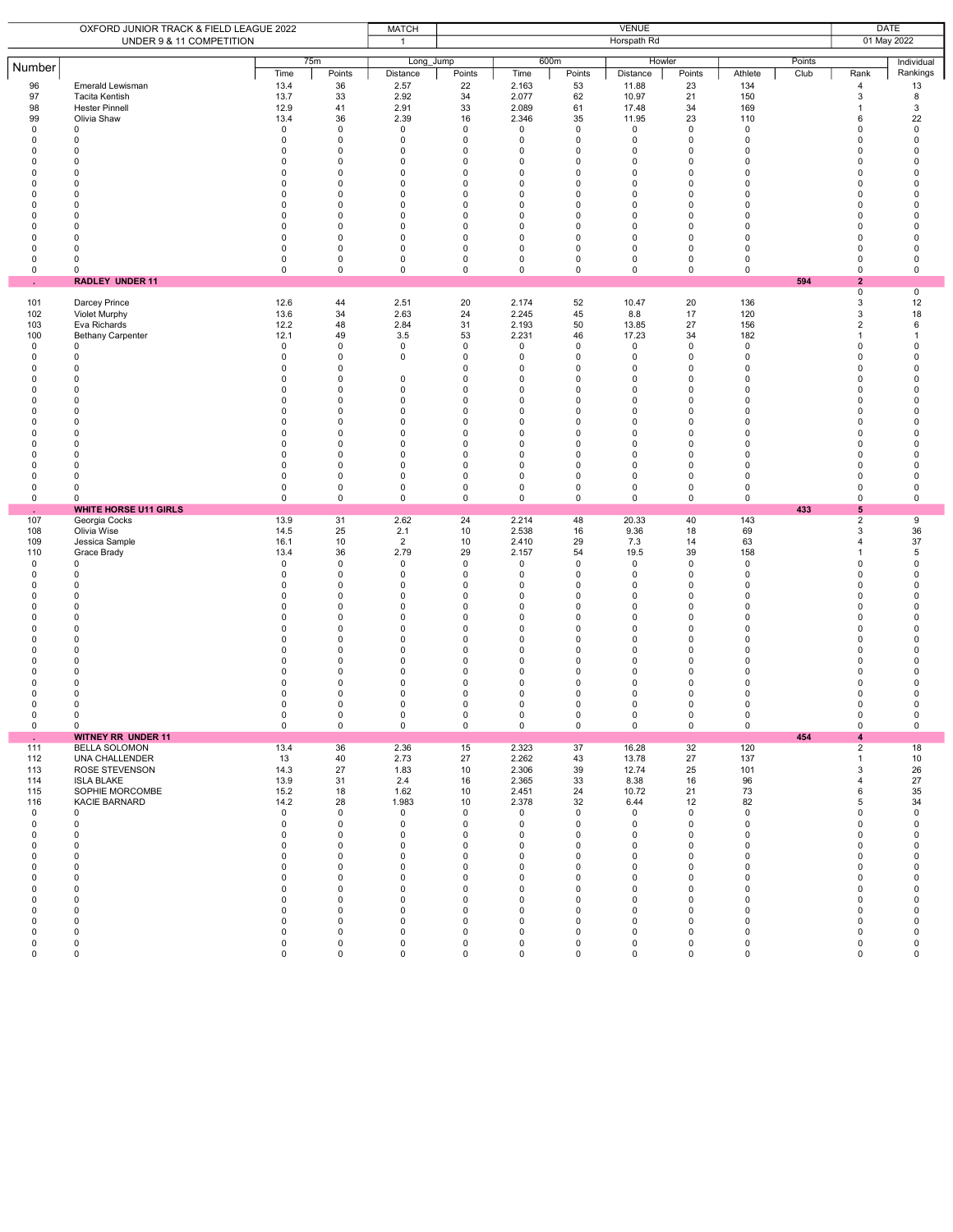| OXFORD JUNIOR TRACK & FIELD LEAGUE 2022 | | MATCH | | VENUE | | | | | | | | DATE | |
|---|---|---|---|---|---|---|---|---|---|---|---|---|---|
| UNDER 9 & 11 COMPETITION | | 1 | | Horspath Rd | | | | | | | | 01 May 2022 | |
| Number | | 75m | | Long_Jump | | 600m | | Howler | | Points | | | Individual |
| | | Time | Points | Distance | Points | Time | Points | Distance | Points | Athlete | Club | Rank | Rankings |
| 96 | Emerald Lewisman | 13.4 | 36 | 2.57 | 22 | 2.163 | 53 | 11.88 | 23 | 134 | | 4 | 13 |
| 97 | Tacita Kentish | 13.7 | 33 | 2.92 | 34 | 2.077 | 62 | 10.97 | 21 | 150 | | 3 | 8 |
| 98 | Hester Pinnell | 12.9 | 41 | 2.91 | 33 | 2.089 | 61 | 17.48 | 34 | 169 | | 1 | 3 |
| 99 | Olivia Shaw | 13.4 | 36 | 2.39 | 16 | 2.346 | 35 | 11.95 | 23 | 110 | | 6 | 22 |
| 0 | 0 | 0 | 0 | 0 | 0 | 0 | 0 | 0 | 0 | 0 | | 0 | 0 |
| 0 | 0 | 0 | 0 | 0 | 0 | 0 | 0 | 0 | 0 | 0 | | 0 | 0 |
| 0 | 0 | 0 | 0 | 0 | 0 | 0 | 0 | 0 | 0 | 0 | | 0 | 0 |
| 0 | 0 | 0 | 0 | 0 | 0 | 0 | 0 | 0 | 0 | 0 | | 0 | 0 |
| 0 | 0 | 0 | 0 | 0 | 0 | 0 | 0 | 0 | 0 | 0 | | 0 | 0 |
| 0 | 0 | 0 | 0 | 0 | 0 | 0 | 0 | 0 | 0 | 0 | | 0 | 0 |
| 0 | 0 | 0 | 0 | 0 | 0 | 0 | 0 | 0 | 0 | 0 | | 0 | 0 |
| 0 | 0 | 0 | 0 | 0 | 0 | 0 | 0 | 0 | 0 | 0 | | 0 | 0 |
| 0 | 0 | 0 | 0 | 0 | 0 | 0 | 0 | 0 | 0 | 0 | | 0 | 0 |
| 0 | 0 | 0 | 0 | 0 | 0 | 0 | 0 | 0 | 0 | 0 | | 0 | 0 |
| 0 | 0 | 0 | 0 | 0 | 0 | 0 | 0 | 0 | 0 | 0 | | 0 | 0 |
| 0 | 0 | 0 | 0 | 0 | 0 | 0 | 0 | 0 | 0 | 0 | | 0 | 0 |
| 0 | 0 | 0 | 0 | 0 | 0 | 0 | 0 | 0 | 0 | 0 | | 0 | 0 |
| 0 | 0 | 0 | 0 | 0 | 0 | 0 | 0 | 0 | 0 | 0 | | 0 | 0 |
| . | **RADLEY UNDER 11** | | | | | | | | | | **594** | **2** | |
| | | | | | | | | | | | | 0 | 0 |
| 101 | Darcey Prince | 12.6 | 44 | 2.51 | 20 | 2.174 | 52 | 10.47 | 20 | 136 | | 3 | 12 |
| 102 | Violet Murphy | 13.6 | 34 | 2.63 | 24 | 2.245 | 45 | 8.8 | 17 | 120 | | 3 | 18 |
| 103 | Eva Richards | 12.2 | 48 | 2.84 | 31 | 2.193 | 50 | 13.85 | 27 | 156 | | 2 | 6 |
| 100 | Bethany Carpenter | 12.1 | 49 | 3.5 | 53 | 2.231 | 46 | 17.23 | 34 | 182 | | 1 | 1 |
| 0 | 0 | 0 | 0 | 0 | 0 | 0 | 0 | 0 | 0 | 0 | | 0 | 0 |
| 0 | 0 | 0 | 0 | 0 | 0 | 0 | 0 | 0 | 0 | 0 | | 0 | 0 |
| 0 | 0 | 0 | 0 | | 0 | 0 | 0 | 0 | 0 | 0 | | 0 | 0 |
| 0 | 0 | 0 | 0 | 0 | 0 | 0 | 0 | 0 | 0 | 0 | | 0 | 0 |
| 0 | 0 | 0 | 0 | 0 | 0 | 0 | 0 | 0 | 0 | 0 | | 0 | 0 |
| 0 | 0 | 0 | 0 | 0 | 0 | 0 | 0 | 0 | 0 | 0 | | 0 | 0 |
| 0 | 0 | 0 | 0 | 0 | 0 | 0 | 0 | 0 | 0 | 0 | | 0 | 0 |
| 0 | 0 | 0 | 0 | 0 | 0 | 0 | 0 | 0 | 0 | 0 | | 0 | 0 |
| 0 | 0 | 0 | 0 | 0 | 0 | 0 | 0 | 0 | 0 | 0 | | 0 | 0 |
| 0 | 0 | 0 | 0 | 0 | 0 | 0 | 0 | 0 | 0 | 0 | | 0 | 0 |
| 0 | 0 | 0 | 0 | 0 | 0 | 0 | 0 | 0 | 0 | 0 | | 0 | 0 |
| 0 | 0 | 0 | 0 | 0 | 0 | 0 | 0 | 0 | 0 | 0 | | 0 | 0 |
| 0 | 0 | 0 | 0 | 0 | 0 | 0 | 0 | 0 | 0 | 0 | | 0 | 0 |
| 0 | 0 | 0 | 0 | 0 | 0 | 0 | 0 | 0 | 0 | 0 | | 0 | 0 |
| . | **WHITE HORSE U11 GIRLS** | | | | | | | | | | **433** | **5** | |
| 107 | Georgia Cocks | 13.9 | 31 | 2.62 | 24 | 2.214 | 48 | 20.33 | 40 | 143 | | 2 | 9 |
| 108 | Olivia Wise | 14.5 | 25 | 2.1 | 10 | 2.538 | 16 | 9.36 | 18 | 69 | | 3 | 36 |
| 109 | Jessica Sample | 16.1 | 10 | 2 | 10 | 2.410 | 29 | 7.3 | 14 | 63 | | 4 | 37 |
| 110 | Grace Brady | 13.4 | 36 | 2.79 | 29 | 2.157 | 54 | 19.5 | 39 | 158 | | 1 | 5 |
| 0 | 0 | 0 | 0 | 0 | 0 | 0 | 0 | 0 | 0 | 0 | | 0 | 0 |
| 0 | 0 | 0 | 0 | 0 | 0 | 0 | 0 | 0 | 0 | 0 | | 0 | 0 |
| 0 | 0 | 0 | 0 | 0 | 0 | 0 | 0 | 0 | 0 | 0 | | 0 | 0 |
| 0 | 0 | 0 | 0 | 0 | 0 | 0 | 0 | 0 | 0 | 0 | | 0 | 0 |
| 0 | 0 | 0 | 0 | 0 | 0 | 0 | 0 | 0 | 0 | 0 | | 0 | 0 |
| 0 | 0 | 0 | 0 | 0 | 0 | 0 | 0 | 0 | 0 | 0 | | 0 | 0 |
| 0 | 0 | 0 | 0 | 0 | 0 | 0 | 0 | 0 | 0 | 0 | | 0 | 0 |
| 0 | 0 | 0 | 0 | 0 | 0 | 0 | 0 | 0 | 0 | 0 | | 0 | 0 |
| 0 | 0 | 0 | 0 | 0 | 0 | 0 | 0 | 0 | 0 | 0 | | 0 | 0 |
| 0 | 0 | 0 | 0 | 0 | 0 | 0 | 0 | 0 | 0 | 0 | | 0 | 0 |
| 0 | 0 | 0 | 0 | 0 | 0 | 0 | 0 | 0 | 0 | 0 | | 0 | 0 |
| 0 | 0 | 0 | 0 | 0 | 0 | 0 | 0 | 0 | 0 | 0 | | 0 | 0 |
| 0 | 0 | 0 | 0 | 0 | 0 | 0 | 0 | 0 | 0 | 0 | | 0 | 0 |
| 0 | 0 | 0 | 0 | 0 | 0 | 0 | 0 | 0 | 0 | 0 | | 0 | 0 |
| 0 | 0 | 0 | 0 | 0 | 0 | 0 | 0 | 0 | 0 | 0 | | 0 | 0 |
| . | **WITNEY RR UNDER 11** | | | | | | | | | | **454** | **4** | |
| 111 | BELLA SOLOMON | 13.4 | 36 | 2.36 | 15 | 2.323 | 37 | 16.28 | 32 | 120 | | 2 | 18 |
| 112 | UNA CHALLENDER | 13 | 40 | 2.73 | 27 | 2.262 | 43 | 13.78 | 27 | 137 | | 1 | 10 |
| 113 | ROSE STEVENSON | 14.3 | 27 | 1.83 | 10 | 2.306 | 39 | 12.74 | 25 | 101 | | 3 | 26 |
| 114 | ISLA BLAKE | 13.9 | 31 | 2.4 | 16 | 2.365 | 33 | 8.38 | 16 | 96 | | 4 | 27 |
| 115 | SOPHIE MORCOMBE | 15.2 | 18 | 1.62 | 10 | 2.451 | 24 | 10.72 | 21 | 73 | | 6 | 35 |
| 116 | KACIE BARNARD | 14.2 | 28 | 1.983 | 10 | 2.378 | 32 | 6.44 | 12 | 82 | | 5 | 34 |
| 0 | 0 | 0 | 0 | 0 | 0 | 0 | 0 | 0 | 0 | 0 | | 0 | 0 |
| 0 | 0 | 0 | 0 | 0 | 0 | 0 | 0 | 0 | 0 | 0 | | 0 | 0 |
| 0 | 0 | 0 | 0 | 0 | 0 | 0 | 0 | 0 | 0 | 0 | | 0 | 0 |
| 0 | 0 | 0 | 0 | 0 | 0 | 0 | 0 | 0 | 0 | 0 | | 0 | 0 |
| 0 | 0 | 0 | 0 | 0 | 0 | 0 | 0 | 0 | 0 | 0 | | 0 | 0 |
| 0 | 0 | 0 | 0 | 0 | 0 | 0 | 0 | 0 | 0 | 0 | | 0 | 0 |
| 0 | 0 | 0 | 0 | 0 | 0 | 0 | 0 | 0 | 0 | 0 | | 0 | 0 |
| 0 | 0 | 0 | 0 | 0 | 0 | 0 | 0 | 0 | 0 | 0 | | 0 | 0 |
| 0 | 0 | 0 | 0 | 0 | 0 | 0 | 0 | 0 | 0 | 0 | | 0 | 0 |
| 0 | 0 | 0 | 0 | 0 | 0 | 0 | 0 | 0 | 0 | 0 | | 0 | 0 |
| 0 | 0 | 0 | 0 | 0 | 0 | 0 | 0 | 0 | 0 | 0 | | 0 | 0 |
| 0 | 0 | 0 | 0 | 0 | 0 | 0 | 0 | 0 | 0 | 0 | | 0 | 0 |
| 0 | 0 | 0 | 0 | 0 | 0 | 0 | 0 | 0 | 0 | 0 | | 0 | 0 |
| 0 | 0 | 0 | 0 | 0 | 0 | 0 | 0 | 0 | 0 | 0 | | 0 | 0 |